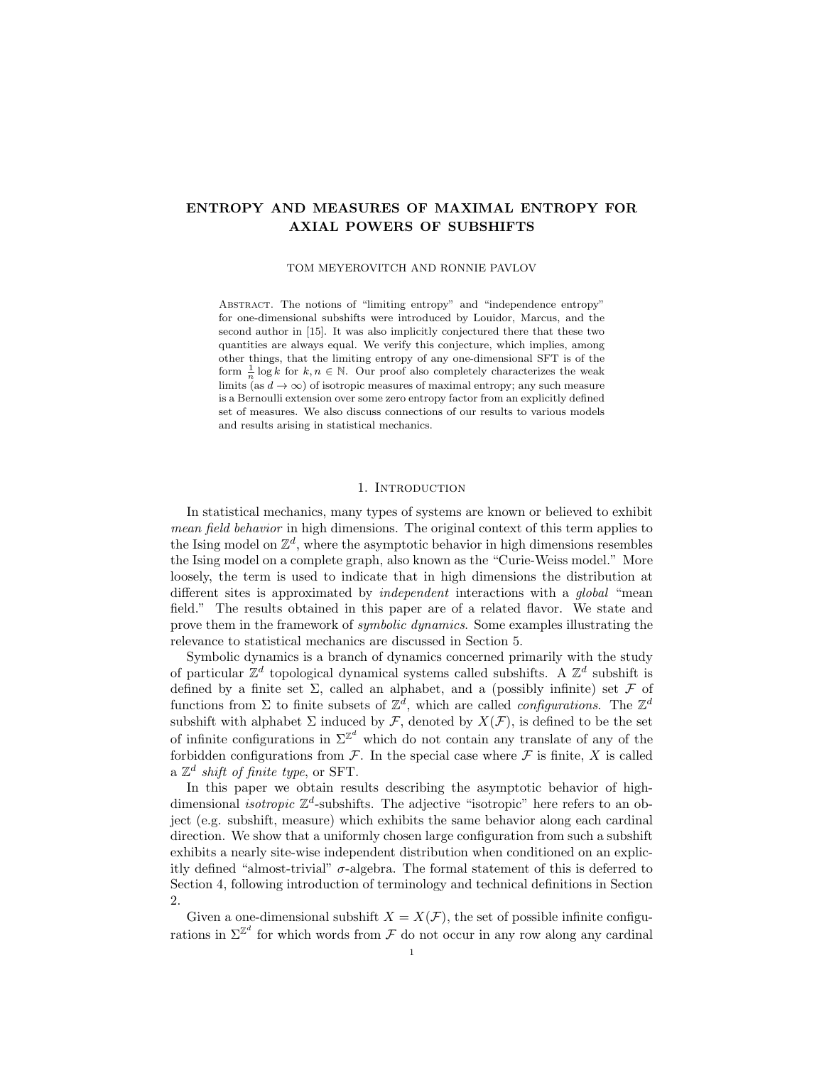# ENTROPY AND MEASURES OF MAXIMAL ENTROPY FOR AXIAL POWERS OF SUBSHIFTS

TOM MEYEROVITCH AND RONNIE PAVLOV

Abstract. The notions of "limiting entropy" and "independence entropy" for one-dimensional subshifts were introduced by Louidor, Marcus, and the second author in [15]. It was also implicitly conjectured there that these two quantities are always equal. We verify this conjecture, which implies, among other things, that the limiting entropy of any one-dimensional SFT is of the form $\frac{1}{n} \log k$ for $k, n \in \mathbb{N}$. Our proof also completely characterizes the weak limits (as $d \to \infty$) of isotropic measures of maximal entropy; any such measure is a Bernoulli extension over some zero entropy factor from an explicitly defined set of measures. We also discuss connections of our results to various models and results arising in statistical mechanics.

## 1. Introduction

In statistical mechanics, many types of systems are known or believed to exhibit *mean field behavior* in high dimensions. The original context of this term applies to the Ising model on $\mathbb{Z}^d$, where the asymptotic behavior in high dimensions resembles the Ising model on a complete graph, also known as the "Curie-Weiss model." More loosely, the term is used to indicate that in high dimensions the distribution at different sites is approximated by *independent* interactions with a *global* "mean field." The results obtained in this paper are of a related flavor. We state and prove them in the framework of *symbolic dynamics*. Some examples illustrating the relevance to statistical mechanics are discussed in Section 5.

Symbolic dynamics is a branch of dynamics concerned primarily with the study of particular $\mathbb{Z}^d$ topological dynamical systems called subshifts. A $\mathbb{Z}^d$ subshift is defined by a finite set $\Sigma$, called an alphabet, and a (possibly infinite) set $\mathcal{F}$ of functions from $\Sigma$ to finite subsets of $\mathbb{Z}^d$, which are called *configurations*. The $\mathbb{Z}^d$ subshift with alphabet $\Sigma$ induced by $\mathcal{F}$, denoted by $X(\mathcal{F})$, is defined to be the set of infinite configurations in $\Sigma^{\mathbb{Z}^d}$ which do not contain any translate of any of the forbidden configurations from $\mathcal{F}$. In the special case where $\mathcal{F}$ is finite, $X$ is called a $\mathbb{Z}^d$ *shift of finite type*, or SFT.

In this paper we obtain results describing the asymptotic behavior of high-dimensional *isotropic* $\mathbb{Z}^d$-subshifts. The adjective "isotropic" here refers to an object (e.g. subshift, measure) which exhibits the same behavior along each cardinal direction. We show that a uniformly chosen large configuration from such a subshift exhibits a nearly site-wise independent distribution when conditioned on an explicitly defined "almost-trivial" $\sigma$-algebra. The formal statement of this is deferred to Section 4, following introduction of terminology and technical definitions in Section 2.

Given a one-dimensional subshift $X = X(\mathcal{F})$, the set of possible infinite configurations in $\Sigma^{\mathbb{Z}^d}$ for which words from $\mathcal{F}$ do not occur in any row along any cardinal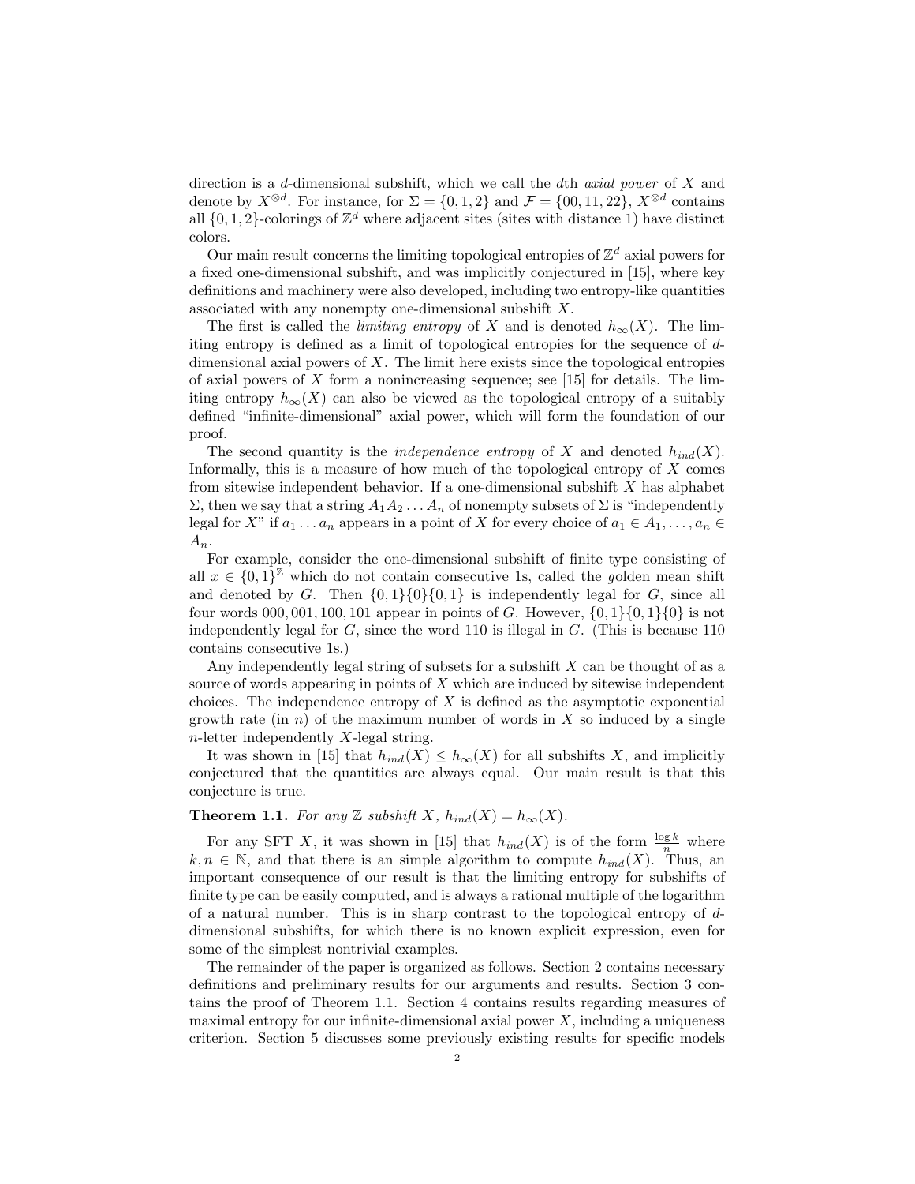direction is a $d$-dimensional subshift, which we call the $d$th *axial power* of $X$ and denote by $X^{\otimes d}$. For instance, for $\Sigma = \{0, 1, 2\}$ and $\mathcal{F} = \{00, 11, 22\}$, $X^{\otimes d}$ contains all $\{0, 1, 2\}$-colorings of $\mathbb{Z}^d$ where adjacent sites (sites with distance 1) have distinct colors.

Our main result concerns the limiting topological entropies of $\mathbb{Z}^d$ axial powers for a fixed one-dimensional subshift, and was implicitly conjectured in [15], where key definitions and machinery were also developed, including two entropy-like quantities associated with any nonempty one-dimensional subshift $X$.

The first is called the *limiting entropy* of $X$ and is denoted $h_\infty(X)$. The limiting entropy is defined as a limit of topological entropies for the sequence of $d$-dimensional axial powers of $X$. The limit here exists since the topological entropies of axial powers of $X$ form a nonincreasing sequence; see [15] for details. The limiting entropy $h_\infty(X)$ can also be viewed as the topological entropy of a suitably defined "infinite-dimensional" axial power, which will form the foundation of our proof.

The second quantity is the *independence entropy* of $X$ and denoted $h_{ind}(X)$. Informally, this is a measure of how much of the topological entropy of $X$ comes from sitewise independent behavior. If a one-dimensional subshift $X$ has alphabet $\Sigma$, then we say that a string $A_1 A_2 \dots A_n$ of nonempty subsets of $\Sigma$ is "independently legal for $X$" if $a_1 \dots a_n$ appears in a point of $X$ for every choice of $a_1 \in A_1, \dots, a_n \in A_n$.

For example, consider the one-dimensional subshift of finite type consisting of all $x \in \{0, 1\}^{\mathbb{Z}}$ which do not contain consecutive 1s, called the *g*olden mean shift and denoted by $G$. Then $\{0, 1\}\{0\}\{0, 1\}$ is independently legal for $G$, since all four words 000, 001, 100, 101 appear in points of $G$. However, $\{0, 1\}\{0, 1\}\{0\}$ is not independently legal for $G$, since the word 110 is illegal in $G$. (This is because 110 contains consecutive 1s.)

Any independently legal string of subsets for a subshift $X$ can be thought of as a source of words appearing in points of $X$ which are induced by sitewise independent choices. The independence entropy of $X$ is defined as the asymptotic exponential growth rate (in $n$) of the maximum number of words in $X$ so induced by a single $n$-letter independently $X$-legal string.

It was shown in [15] that $h_{ind}(X) \leq h_\infty(X)$ for all subshifts $X$, and implicitly conjectured that the quantities are always equal. Our main result is that this conjecture is true.

**Theorem 1.1.** *For any $\mathbb{Z}$ subshift $X$, $h_{ind}(X) = h_\infty(X)$.*

For any SFT $X$, it was shown in [15] that $h_{ind}(X)$ is of the form $\frac{\log k}{n}$ where $k, n \in \mathbb{N}$, and that there is an simple algorithm to compute $h_{ind}(X)$. Thus, an important consequence of our result is that the limiting entropy for subshifts of finite type can be easily computed, and is always a rational multiple of the logarithm of a natural number. This is in sharp contrast to the topological entropy of $d$-dimensional subshifts, for which there is no known explicit expression, even for some of the simplest nontrivial examples.

The remainder of the paper is organized as follows. Section 2 contains necessary definitions and preliminary results for our arguments and results. Section 3 contains the proof of Theorem 1.1. Section 4 contains results regarding measures of maximal entropy for our infinite-dimensional axial power $X$, including a uniqueness criterion. Section 5 discusses some previously existing results for specific models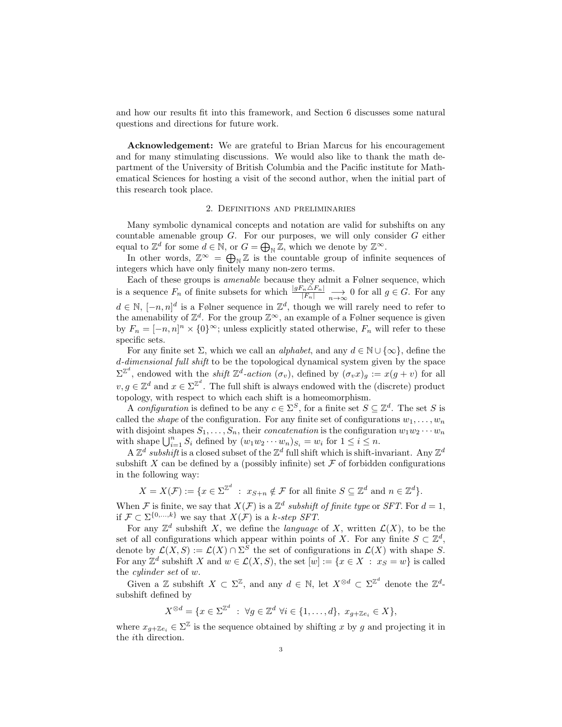and how our results fit into this framework, and Section 6 discusses some natural questions and directions for future work.

**Acknowledgement:** We are grateful to Brian Marcus for his encouragement and for many stimulating discussions. We would also like to thank the math department of the University of British Columbia and the Pacific institute for Mathematical Sciences for hosting a visit of the second author, when the initial part of this research took place.

## 2. Definitions and preliminaries

Many symbolic dynamical concepts and notation are valid for subshifts on any countable amenable group $G$. For our purposes, we will only consider $G$ either equal to $\mathbb{Z}^d$ for some $d \in \mathbb{N}$, or $G = \bigoplus_{\mathbb{N}} \mathbb{Z}$, which we denote by $\mathbb{Z}^\infty$.

In other words, $\mathbb{Z}^\infty = \bigoplus_{\mathbb{N}} \mathbb{Z}$ is the countable group of infinite sequences of integers which have only finitely many non-zero terms.

Each of these groups is *amenable* because they admit a Følner sequence, which is a sequence $F_n$ of finite subsets for which $\frac{|gF_n \triangle F_n|}{|F_n|} \underset{n\to\infty}{\longrightarrow} 0$ for all $g \in G$. For any $d \in \mathbb{N}$, $[-n,n]^d$ is a Følner sequence in $\mathbb{Z}^d$, though we will rarely need to refer to the amenability of $\mathbb{Z}^d$. For the group $\mathbb{Z}^\infty$, an example of a Følner sequence is given by $F_n = [-n,n]^n \times \{0\}^\infty$; unless explicitly stated otherwise, $F_n$ will refer to these specific sets.

For any finite set $\Sigma$, which we call an *alphabet*, and any $d \in \mathbb{N} \cup \{\infty\}$, define the *d-dimensional full shift* to be the topological dynamical system given by the space $\Sigma^{\mathbb{Z}^d}$, endowed with the *shift $\mathbb{Z}^d$-action* $(\sigma_v)$, defined by $(\sigma_v x)_g := x(g+v)$ for all $v, g \in \mathbb{Z}^d$ and $x \in \Sigma^{\mathbb{Z}^d}$. The full shift is always endowed with the (discrete) product topology, with respect to which each shift is a homeomorphism.

A *configuration* is defined to be any $c \in \Sigma^S$, for a finite set $S \subseteq \mathbb{Z}^d$. The set $S$ is called the *shape* of the configuration. For any finite set of configurations $w_1, \dots, w_n$ with disjoint shapes $S_1, \dots, S_n$, their *concatenation* is the configuration $w_1 w_2 \cdots w_n$ with shape $\bigcup_{i=1}^n S_i$ defined by $(w_1 w_2 \cdots w_n)_{S_i} = w_i$ for $1 \leq i \leq n$.

A $\mathbb{Z}^d$ *subshift* is a closed subset of the $\mathbb{Z}^d$ full shift which is shift-invariant. Any $\mathbb{Z}^d$ subshift $X$ can be defined by a (possibly infinite) set $\mathcal{F}$ of forbidden configurations in the following way:

$$X = X(\mathcal{F}) := \{x \in \Sigma^{\mathbb{Z}^d} \;:\; x_{S+n} \notin \mathcal{F} \text{ for all finite } S \subseteq \mathbb{Z}^d \text{ and } n \in \mathbb{Z}^d\}.$$

When $\mathcal{F}$ is finite, we say that $X(\mathcal{F})$ is a $\mathbb{Z}^d$ *subshift of finite type* or *SFT*. For $d = 1$, if $\mathcal{F} \subset \Sigma^{\{0,\dots,k\}}$ we say that $X(\mathcal{F})$ is a *k-step SFT*.

For any $\mathbb{Z}^d$ subshift $X$, we define the *language* of $X$, written $\mathcal{L}(X)$, to be the set of all configurations which appear within points of $X$. For any finite $S \subset \mathbb{Z}^d$, denote by $\mathcal{L}(X,S) := \mathcal{L}(X) \cap \Sigma^S$ the set of configurations in $\mathcal{L}(X)$ with shape $S$. For any $\mathbb{Z}^d$ subshift $X$ and $w \in \mathcal{L}(X,S)$, the set $[w] := \{x \in X \;:\; x_S = w\}$ is called the *cylinder set* of $w$.

Given a $\mathbb{Z}$ subshift $X \subset \Sigma^{\mathbb{Z}}$, and any $d \in \mathbb{N}$, let $X^{\otimes d} \subset \Sigma^{\mathbb{Z}^d}$ denote the $\mathbb{Z}^d$-subshift defined by

$$X^{\otimes d} = \{x \in \Sigma^{\mathbb{Z}^d} \;:\; \forall g \in \mathbb{Z}^d \; \forall i \in \{1,\dots,d\},\; x_{g+\mathbb{Z}e_i} \in X\},$$

where $x_{g+\mathbb{Z}e_i} \in \Sigma^{\mathbb{Z}}$ is the sequence obtained by shifting $x$ by $g$ and projecting it in the $i$th direction.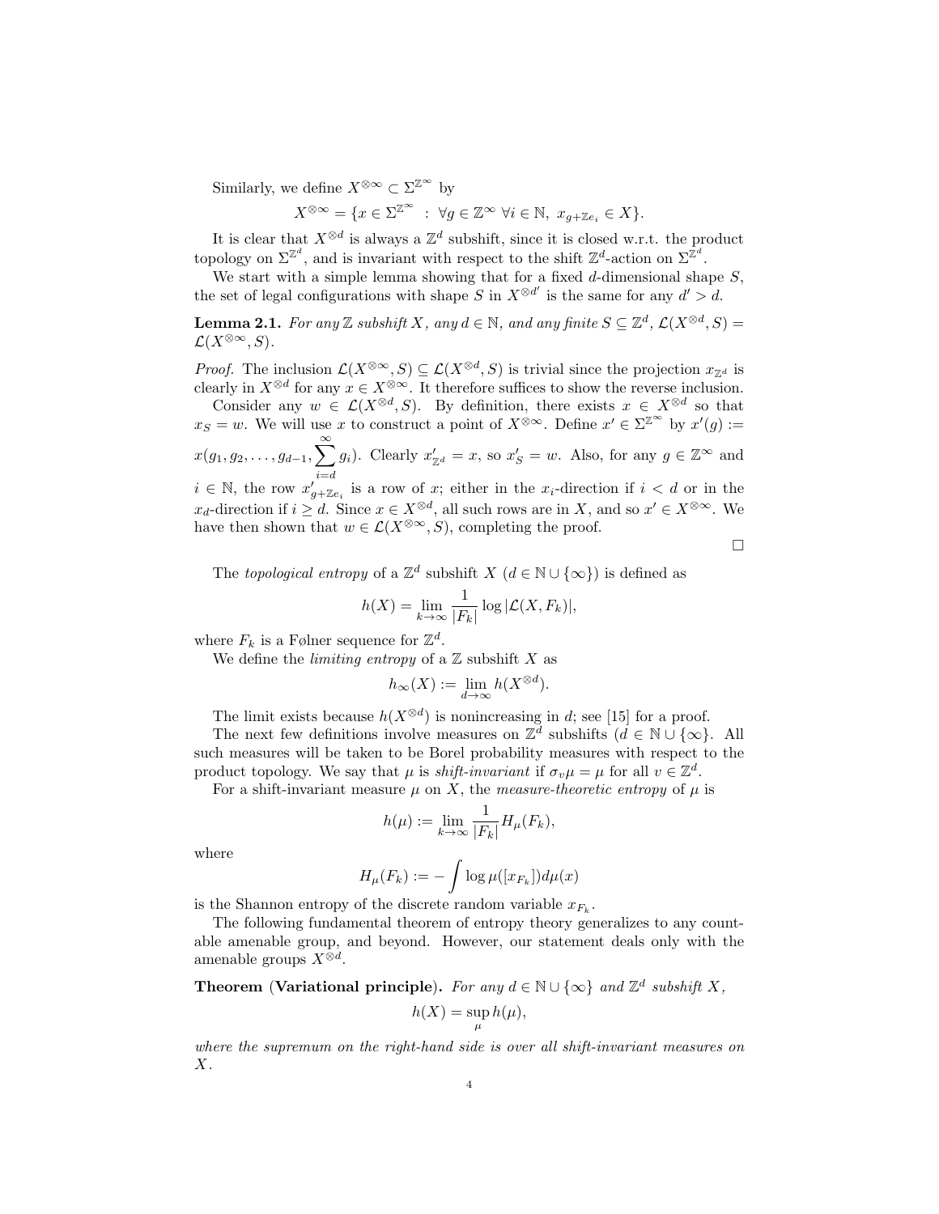Similarly, we define $X^{\otimes\infty} \subset \Sigma^{\mathbb{Z}^\infty}$ by

$$X^{\otimes\infty} = \{x \in \Sigma^{\mathbb{Z}^\infty} \ : \ \forall g \in \mathbb{Z}^\infty \ \forall i \in \mathbb{N}, \ x_{g+\mathbb{Z}e_i} \in X\}.$$

It is clear that $X^{\otimes d}$ is always a $\mathbb{Z}^d$ subshift, since it is closed w.r.t. the product topology on $\Sigma^{\mathbb{Z}^d}$, and is invariant with respect to the shift $\mathbb{Z}^d$-action on $\Sigma^{\mathbb{Z}^d}$.

We start with a simple lemma showing that for a fixed $d$-dimensional shape $S$, the set of legal configurations with shape $S$ in $X^{\otimes d'}$ is the same for any $d' > d$.

**Lemma 2.1.** *For any $\mathbb{Z}$ subshift $X$, any $d \in \mathbb{N}$, and any finite $S \subseteq \mathbb{Z}^d$, $\mathcal{L}(X^{\otimes d}, S) = \mathcal{L}(X^{\otimes\infty}, S)$.*

*Proof.* The inclusion $\mathcal{L}(X^{\otimes\infty}, S) \subseteq \mathcal{L}(X^{\otimes d}, S)$ is trivial since the projection $x_{\mathbb{Z}^d}$ is clearly in $X^{\otimes d}$ for any $x \in X^{\otimes\infty}$. It therefore suffices to show the reverse inclusion.

Consider any $w \in \mathcal{L}(X^{\otimes d}, S)$. By definition, there exists $x \in X^{\otimes d}$ so that $x_S = w$. We will use $x$ to construct a point of $X^{\otimes\infty}$. Define $x' \in \Sigma^{\mathbb{Z}^\infty}$ by $x'(g) := x(g_1, g_2, \ldots, g_{d-1}, \sum_{i=d}^{\infty} g_i)$. Clearly $x'_{\mathbb{Z}^d} = x$, so $x'_S = w$. Also, for any $g \in \mathbb{Z}^\infty$ and $i \in \mathbb{N}$, the row $x'_{g+\mathbb{Z}e_i}$ is a row of $x$; either in the $x_i$-direction if $i < d$ or in the $x_d$-direction if $i \geq d$. Since $x \in X^{\otimes d}$, all such rows are in $X$, and so $x' \in X^{\otimes\infty}$. We have then shown that $w \in \mathcal{L}(X^{\otimes\infty}, S)$, completing the proof. $\square$

The *topological entropy* of a $\mathbb{Z}^d$ subshift $X$ ($d \in \mathbb{N} \cup \{\infty\}$) is defined as

$$h(X) = \lim_{k\to\infty} \frac{1}{|F_k|} \log |\mathcal{L}(X, F_k)|,$$

where $F_k$ is a Følner sequence for $\mathbb{Z}^d$.

We define the *limiting entropy* of a $\mathbb{Z}$ subshift $X$ as

$$h_\infty(X) := \lim_{d\to\infty} h(X^{\otimes d}).$$

The limit exists because $h(X^{\otimes d})$ is nonincreasing in $d$; see [15] for a proof.

The next few definitions involve measures on $\mathbb{Z}^d$ subshifts ($d \in \mathbb{N} \cup \{\infty\}$. All such measures will be taken to be Borel probability measures with respect to the product topology. We say that $\mu$ is *shift-invariant* if $\sigma_v\mu = \mu$ for all $v \in \mathbb{Z}^d$.

For a shift-invariant measure $\mu$ on $X$, the *measure-theoretic entropy* of $\mu$ is

$$h(\mu) := \lim_{k\to\infty} \frac{1}{|F_k|} H_\mu(F_k),$$

where

$$H_\mu(F_k) := -\int \log \mu([x_{F_k}]) d\mu(x)$$

is the Shannon entropy of the discrete random variable $x_{F_k}$.

The following fundamental theorem of entropy theory generalizes to any countable amenable group, and beyond. However, our statement deals only with the amenable groups $X^{\otimes d}$.

**Theorem (Variational principle).** *For any $d \in \mathbb{N} \cup \{\infty\}$ and $\mathbb{Z}^d$ subshift $X$,*

$$h(X) = \sup_\mu h(\mu),$$

*where the supremum on the right-hand side is over all shift-invariant measures on $X$.*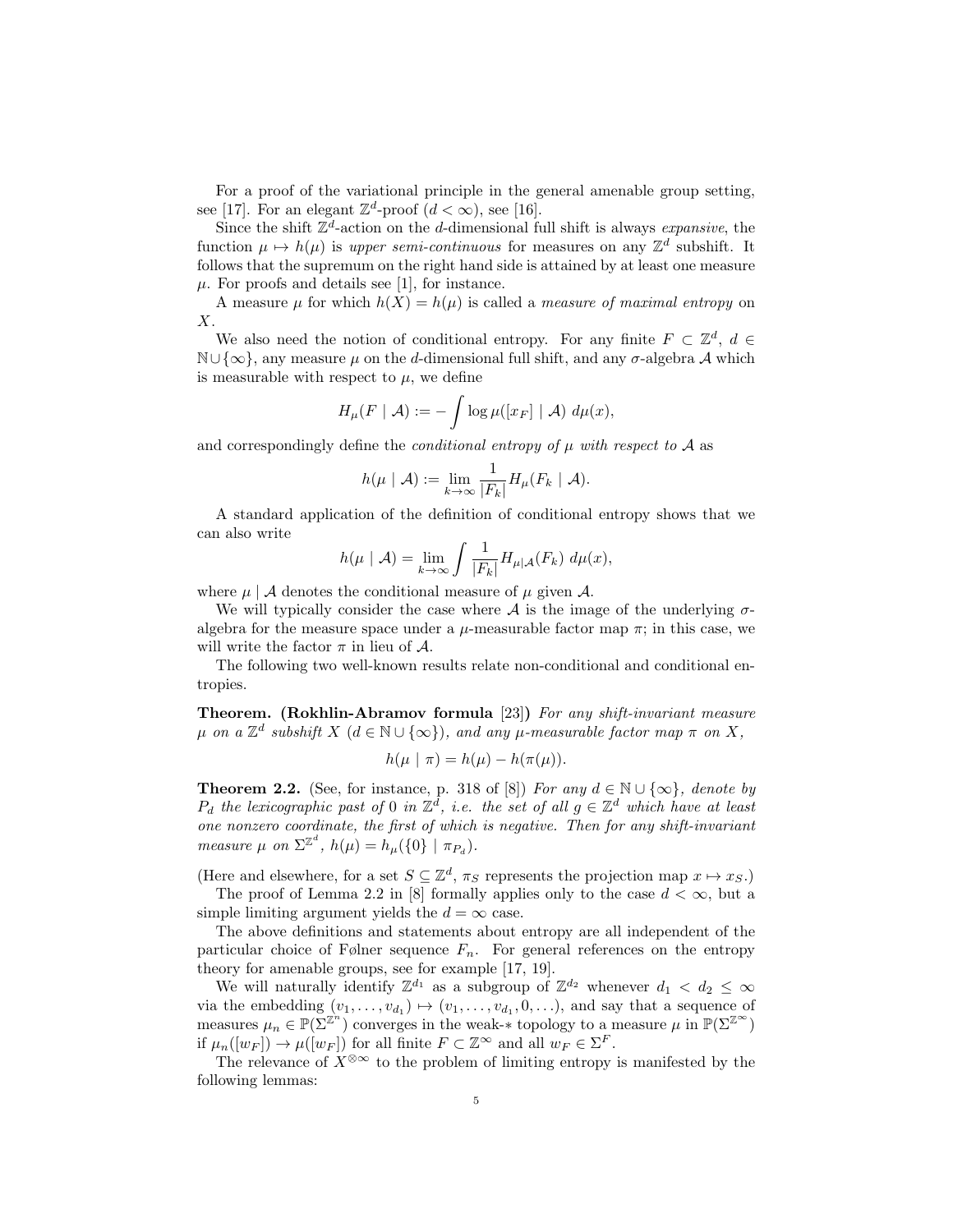For a proof of the variational principle in the general amenable group setting, see [17]. For an elegant $\mathbb{Z}^d$-proof ($d < \infty$), see [16].

Since the shift $\mathbb{Z}^d$-action on the $d$-dimensional full shift is always *expansive*, the function $\mu \mapsto h(\mu)$ is *upper semi-continuous* for measures on any $\mathbb{Z}^d$ subshift. It follows that the supremum on the right hand side is attained by at least one measure $\mu$. For proofs and details see [1], for instance.

A measure $\mu$ for which $h(X) = h(\mu)$ is called a *measure of maximal entropy* on $X$.

We also need the notion of conditional entropy. For any finite $F \subset \mathbb{Z}^d$, $d \in \mathbb{N} \cup \{\infty\}$, any measure $\mu$ on the $d$-dimensional full shift, and any $\sigma$-algebra $\mathcal{A}$ which is measurable with respect to $\mu$, we define

$$H_\mu(F \mid \mathcal{A}) := -\int \log \mu([x_F] \mid \mathcal{A}) \; d\mu(x),$$

and correspondingly define the *conditional entropy of $\mu$ with respect to $\mathcal{A}$* as

$$h(\mu \mid \mathcal{A}) := \lim_{k\to\infty} \frac{1}{|F_k|} H_\mu(F_k \mid \mathcal{A}).$$

A standard application of the definition of conditional entropy shows that we can also write

$$h(\mu \mid \mathcal{A}) = \lim_{k\to\infty} \int \frac{1}{|F_k|} H_{\mu|\mathcal{A}}(F_k) \; d\mu(x),$$

where $\mu \mid \mathcal{A}$ denotes the conditional measure of $\mu$ given $\mathcal{A}$.

We will typically consider the case where $\mathcal{A}$ is the image of the underlying $\sigma$-algebra for the measure space under a $\mu$-measurable factor map $\pi$; in this case, we will write the factor $\pi$ in lieu of $\mathcal{A}$.

The following two well-known results relate non-conditional and conditional entropies.

**Theorem. (Rokhlin-Abramov formula** [23]**)** *For any shift-invariant measure $\mu$ on a $\mathbb{Z}^d$ subshift $X$ ($d \in \mathbb{N} \cup \{\infty\}$), and any $\mu$-measurable factor map $\pi$ on $X$,*

$$h(\mu \mid \pi) = h(\mu) - h(\pi(\mu)).$$

**Theorem 2.2.** (See, for instance, p. 318 of [8]) *For any $d \in \mathbb{N} \cup \{\infty\}$, denote by $P_d$ the lexicographic past of $0$ in $\mathbb{Z}^d$, i.e. the set of all $g \in \mathbb{Z}^d$ which have at least one nonzero coordinate, the first of which is negative. Then for any shift-invariant measure $\mu$ on $\Sigma^{\mathbb{Z}^d}$, $h(\mu) = h_\mu(\{0\} \mid \pi_{P_d})$.*

(Here and elsewhere, for a set $S \subseteq \mathbb{Z}^d$, $\pi_S$ represents the projection map $x \mapsto x_S$.)

The proof of Lemma 2.2 in [8] formally applies only to the case $d < \infty$, but a simple limiting argument yields the $d = \infty$ case.

The above definitions and statements about entropy are all independent of the particular choice of Følner sequence $F_n$. For general references on the entropy theory for amenable groups, see for example [17, 19].

We will naturally identify $\mathbb{Z}^{d_1}$ as a subgroup of $\mathbb{Z}^{d_2}$ whenever $d_1 < d_2 \leq \infty$ via the embedding $(v_1, \ldots, v_{d_1}) \mapsto (v_1, \ldots, v_{d_1}, 0, \ldots)$, and say that a sequence of measures $\mu_n \in \mathbb{P}(\Sigma^{\mathbb{Z}^n})$ converges in the weak-$*$ topology to a measure $\mu$ in $\mathbb{P}(\Sigma^{\mathbb{Z}^\infty})$ if $\mu_n([w_F]) \to \mu([w_F])$ for all finite $F \subset \mathbb{Z}^\infty$ and all $w_F \in \Sigma^F$.

The relevance of $X^{\otimes\infty}$ to the problem of limiting entropy is manifested by the following lemmas: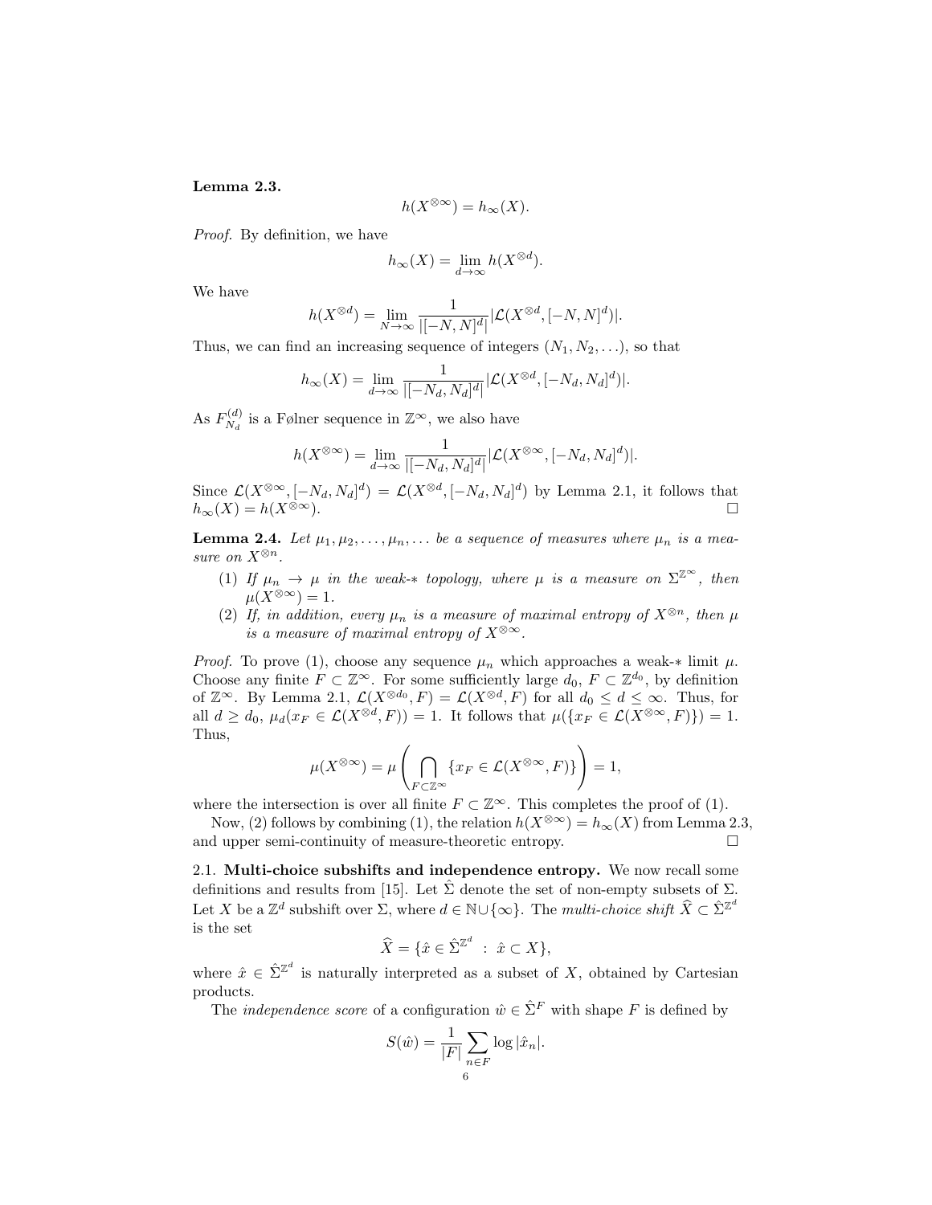**Lemma 2.3.**

$$h(X^{\otimes\infty}) = h_\infty(X).$$

*Proof.* By definition, we have

$$h_\infty(X) = \lim_{d\to\infty} h(X^{\otimes d}).$$

We have

$$h(X^{\otimes d}) = \lim_{N\to\infty} \frac{1}{|[-N,N]^d|} |\mathcal{L}(X^{\otimes d}, [-N,N]^d)|.$$

Thus, we can find an increasing sequence of integers $(N_1, N_2, \ldots)$, so that

$$h_\infty(X) = \lim_{d\to\infty} \frac{1}{|[-N_d,N_d]^d|} |\mathcal{L}(X^{\otimes d}, [-N_d,N_d]^d)|.$$

As $F^{(d)}_{N_d}$ is a Følner sequence in $\mathbb{Z}^\infty$, we also have

$$h(X^{\otimes\infty}) = \lim_{d\to\infty} \frac{1}{|[-N_d,N_d]^d|} |\mathcal{L}(X^{\otimes\infty}, [-N_d,N_d]^d)|.$$

Since $\mathcal{L}(X^{\otimes\infty}, [-N_d,N_d]^d) = \mathcal{L}(X^{\otimes d}, [-N_d,N_d]^d)$ by Lemma 2.1, it follows that $h_\infty(X) = h(X^{\otimes\infty})$. □

**Lemma 2.4.** *Let $\mu_1, \mu_2, \ldots, \mu_n, \ldots$ be a sequence of measures where $\mu_n$ is a measure on $X^{\otimes n}$.*

1. *If $\mu_n \to \mu$ in the weak-$*$ topology, where $\mu$ is a measure on $\Sigma^{\mathbb{Z}^\infty}$, then $\mu(X^{\otimes\infty}) = 1$.*
2. *If, in addition, every $\mu_n$ is a measure of maximal entropy of $X^{\otimes n}$, then $\mu$ is a measure of maximal entropy of $X^{\otimes\infty}$.*

*Proof.* To prove (1), choose any sequence $\mu_n$ which approaches a weak-$*$ limit $\mu$. Choose any finite $F \subset \mathbb{Z}^\infty$. For some sufficiently large $d_0$, $F \subset \mathbb{Z}^{d_0}$, by definition of $\mathbb{Z}^\infty$. By Lemma 2.1, $\mathcal{L}(X^{\otimes d_0}, F) = \mathcal{L}(X^{\otimes d}, F)$ for all $d_0 \le d \le \infty$. Thus, for all $d \ge d_0$, $\mu_d(x_F \in \mathcal{L}(X^{\otimes d}, F)) = 1$. It follows that $\mu(\{x_F \in \mathcal{L}(X^{\otimes\infty}, F)\}) = 1$. Thus,

$$\mu(X^{\otimes\infty}) = \mu\left(\bigcap_{F\subset\mathbb{Z}^\infty} \{x_F \in \mathcal{L}(X^{\otimes\infty}, F)\}\right) = 1,$$

where the intersection is over all finite $F \subset \mathbb{Z}^\infty$. This completes the proof of (1).

Now, (2) follows by combining (1), the relation $h(X^{\otimes\infty}) = h_\infty(X)$ from Lemma 2.3, and upper semi-continuity of measure-theoretic entropy. □

### 2.1. Multi-choice subshifts and independence entropy.

We now recall some definitions and results from [15]. Let $\hat{\Sigma}$ denote the set of non-empty subsets of $\Sigma$. Let $X$ be a $\mathbb{Z}^d$ subshift over $\Sigma$, where $d \in \mathbb{N}\cup\{\infty\}$. The *multi-choice shift* $\widehat{X} \subset \hat{\Sigma}^{\mathbb{Z}^d}$ is the set

$$\widehat{X} = \{\hat{x} \in \hat{\Sigma}^{\mathbb{Z}^d} \ : \ \hat{x} \subset X\},$$

where $\hat{x} \in \hat{\Sigma}^{\mathbb{Z}^d}$ is naturally interpreted as a subset of $X$, obtained by Cartesian products.

The *independence score* of a configuration $\hat{w} \in \hat{\Sigma}^F$ with shape $F$ is defined by

$$S(\hat{w}) = \frac{1}{|F|} \sum_{n\in F} \log |\hat{x}_n|.$$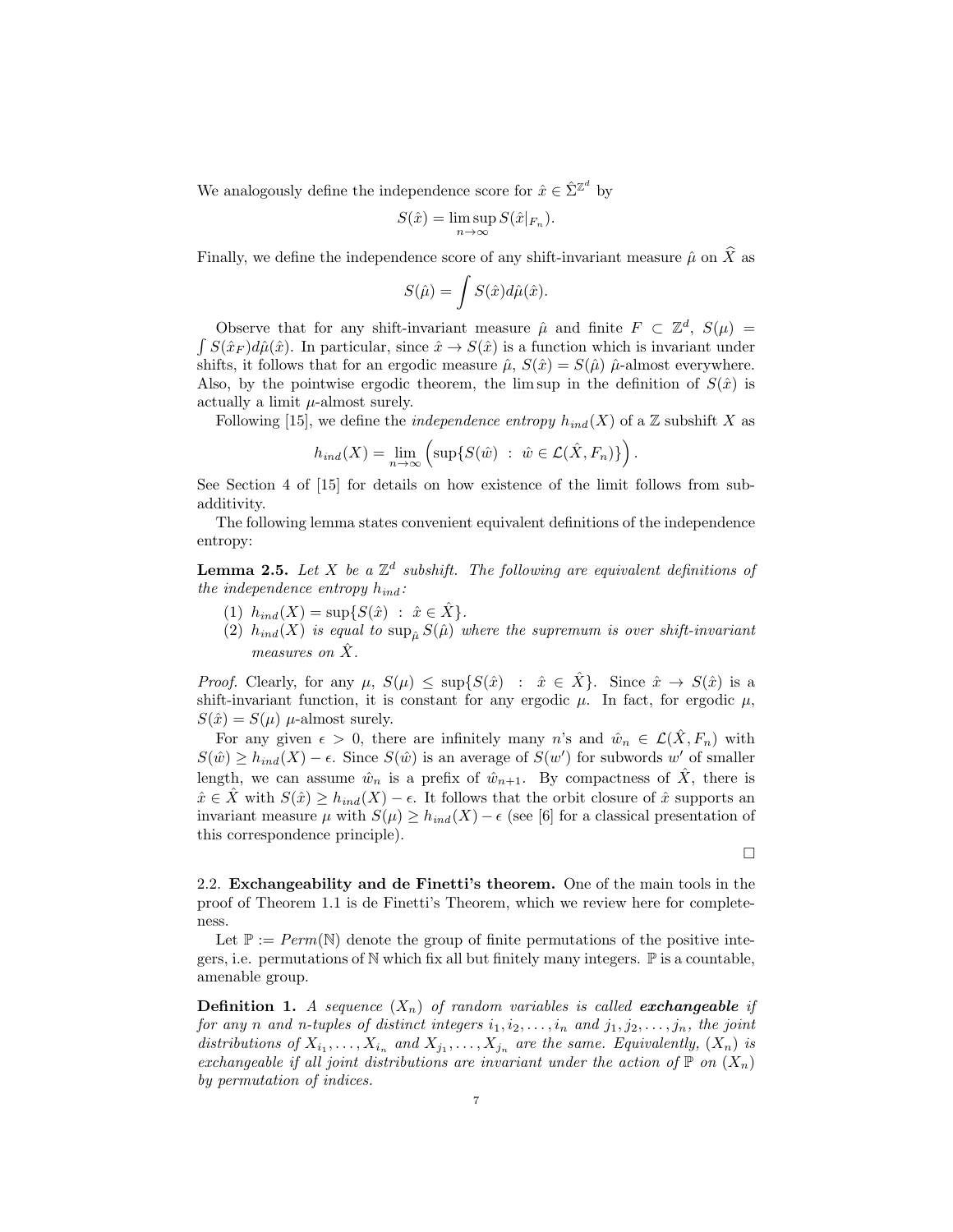We analogously define the independence score for $\hat{x} \in \hat{\Sigma}^{\mathbb{Z}^d}$ by

$$S(\hat{x}) = \limsup_{n\to\infty} S(\hat{x}|_{F_n}).$$

Finally, we define the independence score of any shift-invariant measure $\hat{\mu}$ on $\widehat{X}$ as

$$S(\hat{\mu}) = \int S(\hat{x}) d\hat{\mu}(\hat{x}).$$

Observe that for any shift-invariant measure $\hat{\mu}$ and finite $F \subset \mathbb{Z}^d$, $S(\mu) = \int S(\hat{x}_F) d\hat{\mu}(\hat{x})$. In particular, since $\hat{x} \to S(\hat{x})$ is a function which is invariant under shifts, it follows that for an ergodic measure $\hat{\mu}$, $S(\hat{x}) = S(\hat{\mu})$ $\hat{\mu}$-almost everywhere. Also, by the pointwise ergodic theorem, the lim sup in the definition of $S(\hat{x})$ is actually a limit $\mu$-almost surely.

Following [15], we define the *independence entropy* $h_{ind}(X)$ of a $\mathbb{Z}$ subshift $X$ as

$$h_{ind}(X) = \lim_{n\to\infty} \left( \sup\{S(\hat{w}) \ : \ \hat{w} \in \mathcal{L}(\hat{X}, F_n)\} \right).$$

See Section 4 of [15] for details on how existence of the limit follows from subadditivity.

The following lemma states convenient equivalent definitions of the independence entropy:

**Lemma 2.5.** *Let $X$ be a $\mathbb{Z}^d$ subshift. The following are equivalent definitions of the independence entropy $h_{ind}$:*

1. *$h_{ind}(X) = \sup\{S(\hat{x}) \ : \ \hat{x} \in \hat{X}\}$.*
2. *$h_{ind}(X)$ is equal to $\sup_{\hat{\mu}} S(\hat{\mu})$ where the supremum is over shift-invariant measures on $\hat{X}$.*

*Proof.* Clearly, for any $\mu$, $S(\mu) \leq \sup\{S(\hat{x}) \ : \ \hat{x} \in \hat{X}\}$. Since $\hat{x} \to S(\hat{x})$ is a shift-invariant function, it is constant for any ergodic $\mu$. In fact, for ergodic $\mu$, $S(\hat{x}) = S(\mu)$ $\mu$-almost surely.

For any given $\epsilon > 0$, there are infinitely many $n$'s and $\hat{w}_n \in \mathcal{L}(\hat{X}, F_n)$ with $S(\hat{w}) \geq h_{ind}(X) - \epsilon$. Since $S(\hat{w})$ is an average of $S(w')$ for subwords $w'$ of smaller length, we can assume $\hat{w}_n$ is a prefix of $\hat{w}_{n+1}$. By compactness of $\hat{X}$, there is $\hat{x} \in \hat{X}$ with $S(\hat{x}) \geq h_{ind}(X) - \epsilon$. It follows that the orbit closure of $\hat{x}$ supports an invariant measure $\mu$ with $S(\mu) \geq h_{ind}(X) - \epsilon$ (see [6] for a classical presentation of this correspondence principle).

□

2.2. **Exchangeability and de Finetti's theorem.** One of the main tools in the proof of Theorem 1.1 is de Finetti's Theorem, which we review here for completeness.

Let $\mathbb{P} := Perm(\mathbb{N})$ denote the group of finite permutations of the positive integers, i.e. permutations of $\mathbb{N}$ which fix all but finitely many integers. $\mathbb{P}$ is a countable, amenable group.

**Definition 1.** *A sequence $(X_n)$ of random variables is called **exchangeable** if for any $n$ and $n$-tuples of distinct integers $i_1, i_2, \ldots, i_n$ and $j_1, j_2, \ldots, j_n$, the joint distributions of $X_{i_1}, \ldots, X_{i_n}$ and $X_{j_1}, \ldots, X_{j_n}$ are the same. Equivalently, $(X_n)$ is exchangeable if all joint distributions are invariant under the action of $\mathbb{P}$ on $(X_n)$ by permutation of indices.*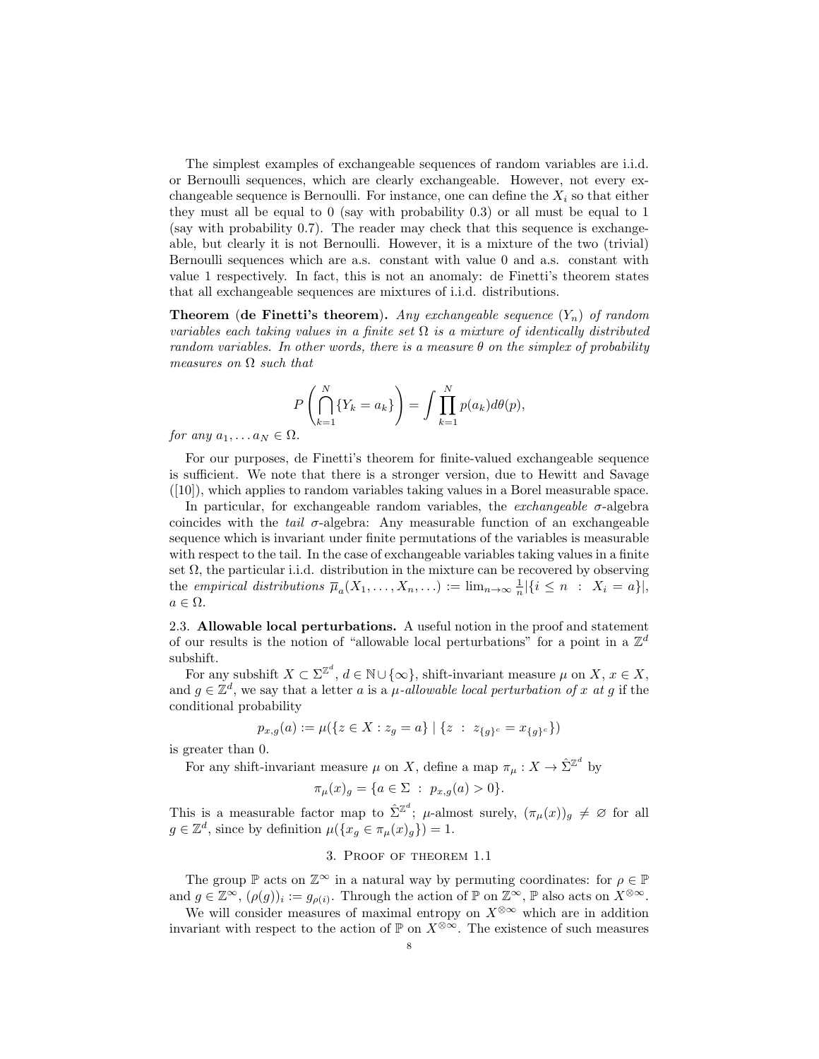The simplest examples of exchangeable sequences of random variables are i.i.d. or Bernoulli sequences, which are clearly exchangeable. However, not every exchangeable sequence is Bernoulli. For instance, one can define the $X_i$ so that either they must all be equal to 0 (say with probability 0.3) or all must be equal to 1 (say with probability 0.7). The reader may check that this sequence is exchangeable, but clearly it is not Bernoulli. However, it is a mixture of the two (trivial) Bernoulli sequences which are a.s. constant with value 0 and a.s. constant with value 1 respectively. In fact, this is not an anomaly: de Finetti's theorem states that all exchangeable sequences are mixtures of i.i.d. distributions.

**Theorem (de Finetti's theorem).** *Any exchangeable sequence $(Y_n)$ of random variables each taking values in a finite set $\Omega$ is a mixture of identically distributed random variables. In other words, there is a measure $\theta$ on the simplex of probability measures on $\Omega$ such that*

$$P\left(\bigcap_{k=1}^{N}\{Y_k = a_k\}\right) = \int \prod_{k=1}^{N} p(a_k)d\theta(p),$$

*for any $a_1, \ldots a_N \in \Omega$.*

For our purposes, de Finetti's theorem for finite-valued exchangeable sequence is sufficient. We note that there is a stronger version, due to Hewitt and Savage ([10]), which applies to random variables taking values in a Borel measurable space.

In particular, for exchangeable random variables, the *exchangeable* $\sigma$-algebra coincides with the *tail* $\sigma$-algebra: Any measurable function of an exchangeable sequence which is invariant under finite permutations of the variables is measurable with respect to the tail. In the case of exchangeable variables taking values in a finite set $\Omega$, the particular i.i.d. distribution in the mixture can be recovered by observing the *empirical distributions* $\overline{\mu}_a(X_1, \ldots, X_n, \ldots) := \lim_{n\to\infty} \frac{1}{n}|\{i \leq n \ : \ X_i = a\}|$, $a \in \Omega$.

2.3. **Allowable local perturbations.** A useful notion in the proof and statement of our results is the notion of "allowable local perturbations" for a point in a $\mathbb{Z}^d$ subshift.

For any subshift $X \subset \Sigma^{\mathbb{Z}^d}$, $d \in \mathbb{N} \cup \{\infty\}$, shift-invariant measure $\mu$ on $X$, $x \in X$, and $g \in \mathbb{Z}^d$, we say that a letter $a$ is a *$\mu$-allowable local perturbation of $x$ at $g$* if the conditional probability

$$p_{x,g}(a) := \mu(\{z \in X : z_g = a\} \mid \{z \ : \ z_{\{g\}^c} = x_{\{g\}^c}\})$$

is greater than 0.

For any shift-invariant measure $\mu$ on $X$, define a map $\pi_\mu : X \to \hat{\Sigma}^{\mathbb{Z}^d}$ by

$$\pi_\mu(x)_g = \{a \in \Sigma \ : \ p_{x,g}(a) > 0\}.$$

This is a measurable factor map to $\hat{\Sigma}^{\mathbb{Z}^d}$; $\mu$-almost surely, $(\pi_\mu(x))_g \neq \varnothing$ for all $g \in \mathbb{Z}^d$, since by definition $\mu(\{x_g \in \pi_\mu(x)_g\}) = 1$.

## 3. Proof of theorem 1.1

The group $\mathbb{P}$ acts on $\mathbb{Z}^\infty$ in a natural way by permuting coordinates: for $\rho \in \mathbb{P}$ and $g \in \mathbb{Z}^\infty$, $(\rho(g))_i := g_{\rho(i)}$. Through the action of $\mathbb{P}$ on $\mathbb{Z}^\infty$, $\mathbb{P}$ also acts on $X^{\otimes\infty}$.

We will consider measures of maximal entropy on $X^{\otimes\infty}$ which are in addition invariant with respect to the action of $\mathbb{P}$ on $X^{\otimes\infty}$. The existence of such measures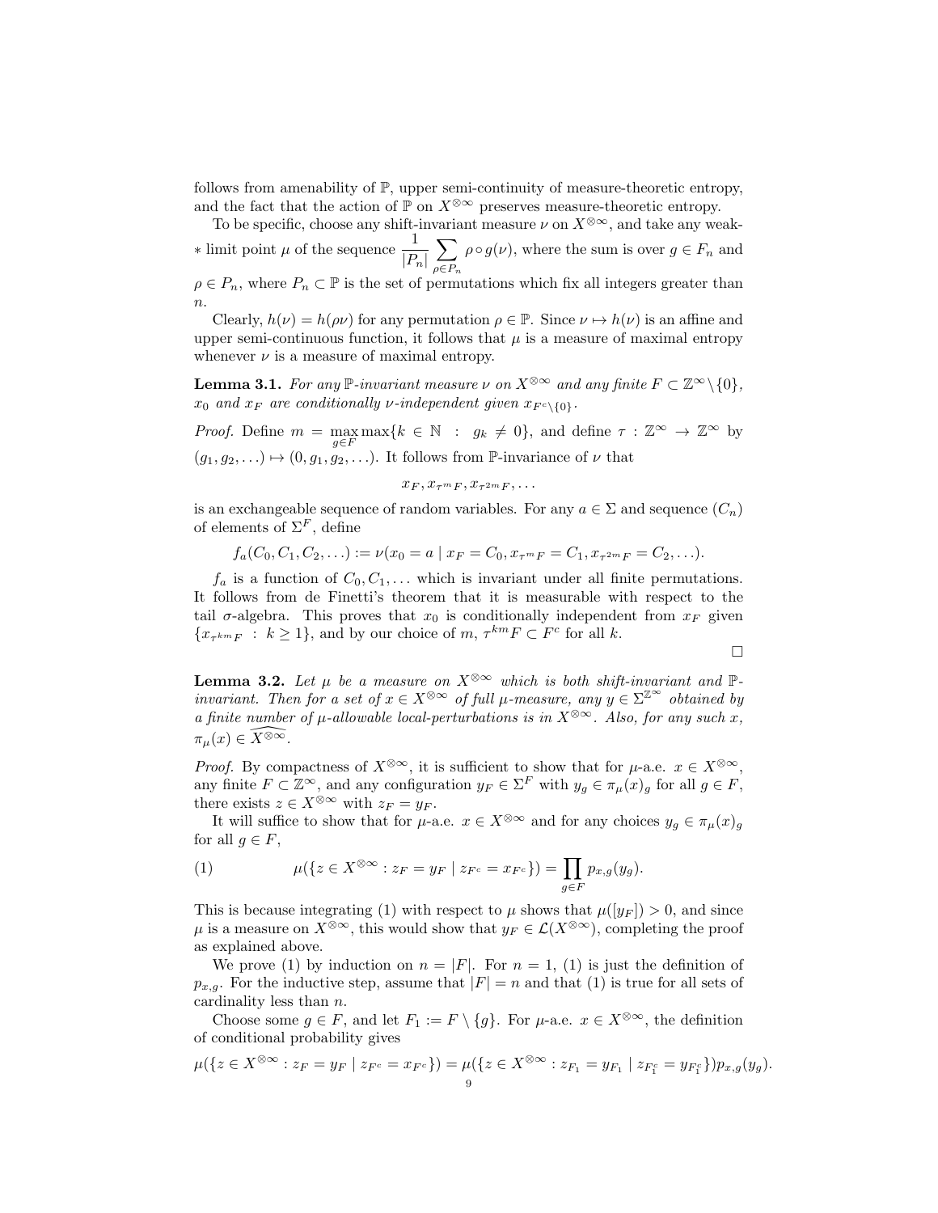follows from amenability of $\mathbb{P}$, upper semi-continuity of measure-theoretic entropy, and the fact that the action of $\mathbb{P}$ on $X^{\otimes\infty}$ preserves measure-theoretic entropy.

To be specific, choose any shift-invariant measure $\nu$ on $X^{\otimes\infty}$, and take any weak-$*$ limit point $\mu$ of the sequence $\dfrac{1}{|P_n|}\displaystyle\sum_{\rho\in P_n}\rho\circ g(\nu)$, where the sum is over $g \in F_n$ and $\rho \in P_n$, where $P_n \subset \mathbb{P}$ is the set of permutations which fix all integers greater than $n$.

Clearly, $h(\nu) = h(\rho\nu)$ for any permutation $\rho \in \mathbb{P}$. Since $\nu \mapsto h(\nu)$ is an affine and upper semi-continuous function, it follows that $\mu$ is a measure of maximal entropy whenever $\nu$ is a measure of maximal entropy.

**Lemma 3.1.** *For any $\mathbb{P}$-invariant measure $\nu$ on $X^{\otimes\infty}$ and any finite $F \subset \mathbb{Z}^\infty\setminus\{0\}$, $x_0$ and $x_F$ are conditionally $\nu$-independent given $x_{F^c\setminus\{0\}}$.*

*Proof.* Define $m = \max\limits_{g\in F}\max\{k \in \mathbb{N} \;:\; g_k \neq 0\}$, and define $\tau : \mathbb{Z}^\infty \to \mathbb{Z}^\infty$ by $(g_1, g_2, \ldots) \mapsto (0, g_1, g_2, \ldots)$. It follows from $\mathbb{P}$-invariance of $\nu$ that

$$x_F, x_{\tau^m F}, x_{\tau^{2m}F}, \ldots$$

is an exchangeable sequence of random variables. For any $a \in \Sigma$ and sequence $(C_n)$ of elements of $\Sigma^F$, define

$$f_a(C_0, C_1, C_2, \ldots) := \nu(x_0 = a \mid x_F = C_0, x_{\tau^m F} = C_1, x_{\tau^{2m}F} = C_2, \ldots).$$

$f_a$ is a function of $C_0, C_1, \ldots$ which is invariant under all finite permutations. It follows from de Finetti's theorem that it is measurable with respect to the tail $\sigma$-algebra. This proves that $x_0$ is conditionally independent from $x_F$ given $\{x_{\tau^{km}F} \;:\; k \geq 1\}$, and by our choice of $m$, $\tau^{km}F \subset F^c$ for all $k$.

$\square$

**Lemma 3.2.** *Let $\mu$ be a measure on $X^{\otimes\infty}$ which is both shift-invariant and $\mathbb{P}$-invariant. Then for a set of $x \in X^{\otimes\infty}$ of full $\mu$-measure, any $y \in \Sigma^{\mathbb{Z}^\infty}$ obtained by a finite number of $\mu$-allowable local-perturbations is in $X^{\otimes\infty}$. Also, for any such $x$, $\pi_\mu(x) \in \widehat{X^{\otimes\infty}}$.*

*Proof.* By compactness of $X^{\otimes\infty}$, it is sufficient to show that for $\mu$-a.e. $x \in X^{\otimes\infty}$, any finite $F \subset \mathbb{Z}^\infty$, and any configuration $y_F \in \Sigma^F$ with $y_g \in \pi_\mu(x)_g$ for all $g \in F$, there exists $z \in X^{\otimes\infty}$ with $z_F = y_F$.

It will suffice to show that for $\mu$-a.e. $x \in X^{\otimes\infty}$ and for any choices $y_g \in \pi_\mu(x)_g$ for all $g \in F$,

$$\mu(\{z \in X^{\otimes\infty} : z_F = y_F \mid z_{F^c} = x_{F^c}\}) = \prod_{g\in F} p_{x,g}(y_g). \tag{1}$$

This is because integrating (1) with respect to $\mu$ shows that $\mu([y_F]) > 0$, and since $\mu$ is a measure on $X^{\otimes\infty}$, this would show that $y_F \in \mathcal{L}(X^{\otimes\infty})$, completing the proof as explained above.

We prove (1) by induction on $n = |F|$. For $n = 1$, (1) is just the definition of $p_{x,g}$. For the inductive step, assume that $|F| = n$ and that (1) is true for all sets of cardinality less than $n$.

Choose some $g \in F$, and let $F_1 := F \setminus \{g\}$. For $\mu$-a.e. $x \in X^{\otimes\infty}$, the definition of conditional probability gives

$$\mu(\{z \in X^{\otimes\infty} : z_F = y_F \mid z_{F^c} = x_{F^c}\}) = \mu(\{z \in X^{\otimes\infty} : z_{F_1} = y_{F_1} \mid z_{F_1^c} = y_{F_1^c}\})p_{x,g}(y_g).$$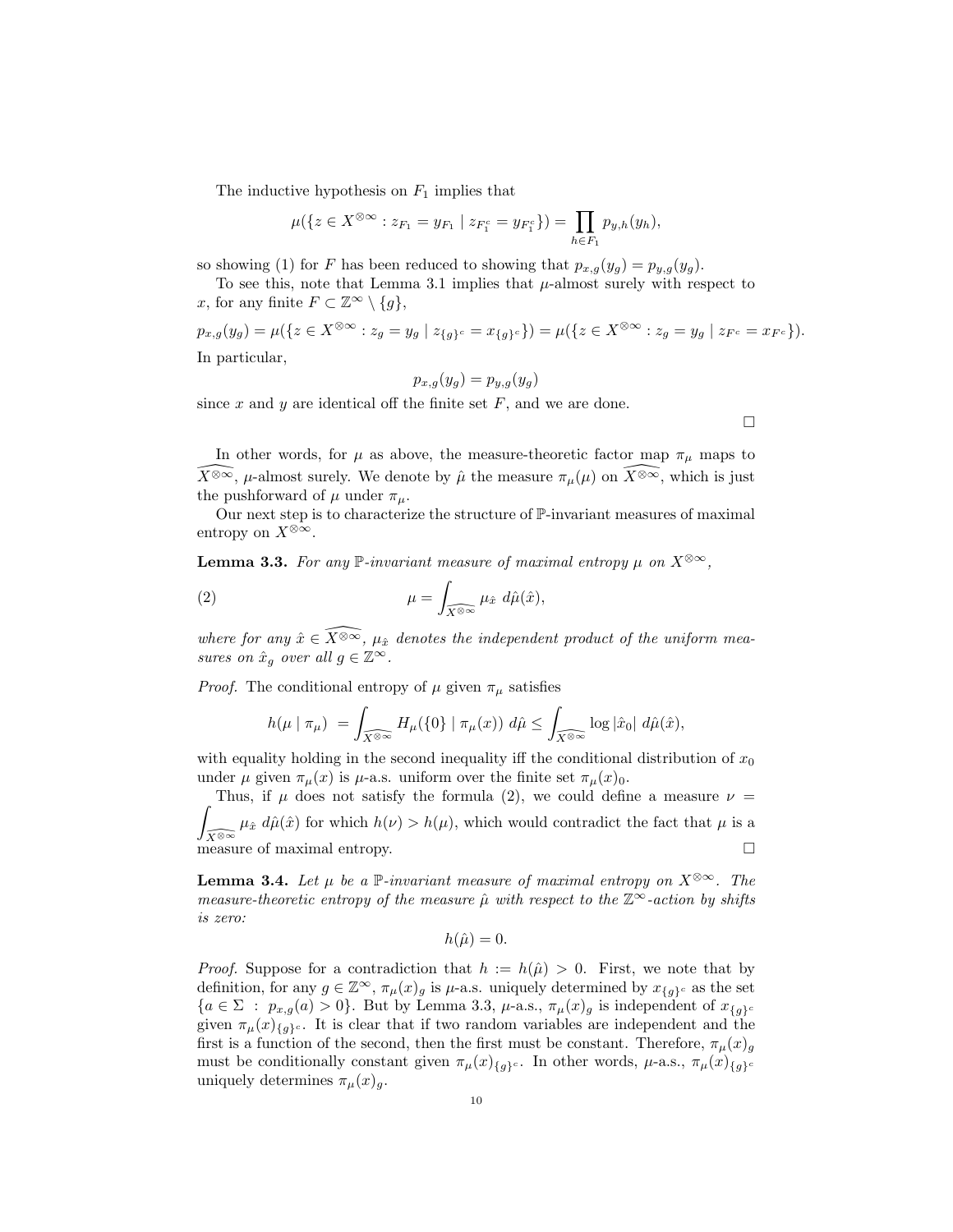The inductive hypothesis on $F_1$ implies that

$$\mu(\{z \in X^{\otimes\infty} : z_{F_1} = y_{F_1} \mid z_{F_1^c} = y_{F_1^c}\}) = \prod_{h \in F_1} p_{y,h}(y_h),$$

so showing (1) for $F$ has been reduced to showing that $p_{x,g}(y_g) = p_{y,g}(y_g)$.

To see this, note that Lemma 3.1 implies that $\mu$-almost surely with respect to $x$, for any finite $F \subset \mathbb{Z}^\infty \setminus \{g\}$,

$$p_{x,g}(y_g) = \mu(\{z \in X^{\otimes\infty} : z_g = y_g \mid z_{\{g\}^c} = x_{\{g\}^c}\}) = \mu(\{z \in X^{\otimes\infty} : z_g = y_g \mid z_{F^c} = x_{F^c}\}).$$

In particular,

$$p_{x,g}(y_g) = p_{y,g}(y_g)$$

since $x$ and $y$ are identical off the finite set $F$, and we are done.

□

In other words, for $\mu$ as above, the measure-theoretic factor map $\pi_\mu$ maps to $\widehat{X^{\otimes\infty}}$, $\mu$-almost surely. We denote by $\hat{\mu}$ the measure $\pi_\mu(\mu)$ on $\widehat{X^{\otimes\infty}}$, which is just the pushforward of $\mu$ under $\pi_\mu$.

Our next step is to characterize the structure of $\mathbb{P}$-invariant measures of maximal entropy on $X^{\otimes\infty}$.

**Lemma 3.3.** *For any $\mathbb{P}$-invariant measure of maximal entropy $\mu$ on $X^{\otimes\infty}$,*

$$\mu = \int_{\widehat{X^{\otimes\infty}}} \mu_{\hat{x}} \; d\hat{\mu}(\hat{x}), \tag{2}$$

*where for any $\hat{x} \in \widehat{X^{\otimes\infty}}$, $\mu_{\hat{x}}$ denotes the independent product of the uniform measures on $\hat{x}_g$ over all $g \in \mathbb{Z}^\infty$.*

*Proof.* The conditional entropy of $\mu$ given $\pi_\mu$ satisfies

$$h(\mu \mid \pi_\mu) \; = \int_{\widehat{X^{\otimes\infty}}} H_\mu(\{0\} \mid \pi_\mu(x)) \; d\hat{\mu} \leq \int_{\widehat{X^{\otimes\infty}}} \log |\hat{x}_0| \; d\hat{\mu}(\hat{x}),$$

with equality holding in the second inequality iff the conditional distribution of $x_0$ under $\mu$ given $\pi_\mu(x)$ is $\mu$-a.s. uniform over the finite set $\pi_\mu(x)_0$.

Thus, if $\mu$ does not satisfy the formula (2), we could define a measure $\nu = \int_{\widehat{X^{\otimes\infty}}} \mu_{\hat{x}} \; d\hat{\mu}(\hat{x})$ for which $h(\nu) > h(\mu)$, which would contradict the fact that $\mu$ is a measure of maximal entropy. □

**Lemma 3.4.** *Let $\mu$ be a $\mathbb{P}$-invariant measure of maximal entropy on $X^{\otimes\infty}$. The measure-theoretic entropy of the measure $\hat{\mu}$ with respect to the $\mathbb{Z}^\infty$-action by shifts is zero:*

$$h(\hat{\mu}) = 0.$$

*Proof.* Suppose for a contradiction that $h := h(\hat{\mu}) > 0$. First, we note that by definition, for any $g \in \mathbb{Z}^\infty$, $\pi_\mu(x)_g$ is $\mu$-a.s. uniquely determined by $x_{\{g\}^c}$ as the set $\{a \in \Sigma \; : \; p_{x,g}(a) > 0\}$. But by Lemma 3.3, $\mu$-a.s., $\pi_\mu(x)_g$ is independent of $x_{\{g\}^c}$ given $\pi_\mu(x)_{\{g\}^c}$. It is clear that if two random variables are independent and the first is a function of the second, then the first must be constant. Therefore, $\pi_\mu(x)_g$ must be conditionally constant given $\pi_\mu(x)_{\{g\}^c}$. In other words, $\mu$-a.s., $\pi_\mu(x)_{\{g\}^c}$ uniquely determines $\pi_\mu(x)_g$.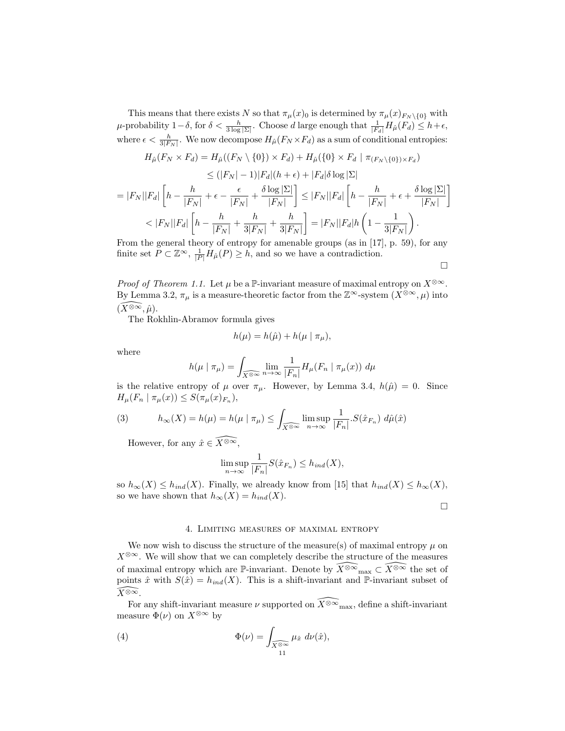This means that there exists $N$ so that $\pi_\mu(x)_0$ is determined by $\pi_\mu(x)_{F_N\setminus\{0\}}$ with $\mu$-probability $1-\delta$, for $\delta < \frac{h}{3\log|\Sigma|}$. Choose $d$ large enough that $\frac{1}{|F_d|}H_{\hat\mu}(F_d) \le h+\epsilon$, where $\epsilon < \frac{h}{3|F_N|}$. We now decompose $H_{\hat\mu}(F_N\times F_d)$ as a sum of conditional entropies:

$$
\begin{aligned}
H_{\hat\mu}(F_N\times F_d) &= H_{\hat\mu}((F_N\setminus\{0\})\times F_d) + H_{\hat\mu}(\{0\}\times F_d \mid \pi_{(F_N\setminus\{0\})\times F_d}) \\
&\le (|F_N|-1)|F_d|(h+\epsilon) + |F_d|\delta\log|\Sigma| \\
= |F_N||F_d|\left[h - \frac{h}{|F_N|} + \epsilon - \frac{\epsilon}{|F_N|} + \frac{\delta\log|\Sigma|}{|F_N|}\right] &\le |F_N||F_d|\left[h - \frac{h}{|F_N|} + \epsilon + \frac{\delta\log|\Sigma|}{|F_N|}\right] \\
< |F_N||F_d|\left[h - \frac{h}{|F_N|} + \frac{h}{3|F_N|} + \frac{h}{3|F_N|}\right] &= |F_N||F_d|h\left(1-\frac{1}{3|F_N|}\right).
\end{aligned}
$$

From the general theory of entropy for amenable groups (as in [17], p. 59), for any finite set $P\subset\mathbb{Z}^\infty$, $\frac{1}{|P|}H_{\hat\mu}(P)\ge h$, and so we have a contradiction.

∎

*Proof of Theorem 1.1.* Let $\mu$ be a $\mathbb{P}$-invariant measure of maximal entropy on $X^{\otimes\infty}$. By Lemma 3.2, $\pi_\mu$ is a measure-theoretic factor from the $\mathbb{Z}^\infty$-system $(X^{\otimes\infty},\mu)$ into $(\widehat{X^{\otimes\infty}},\hat\mu)$.

The Rokhlin-Abramov formula gives

$$h(\mu) = h(\hat\mu) + h(\mu\mid\pi_\mu),$$

where

$$h(\mu\mid\pi_\mu) = \int_{\widehat{X^{\otimes\infty}}} \lim_{n\to\infty}\frac{1}{|F_n|}H_\mu(F_n\mid\pi_\mu(x))\ d\mu$$

is the relative entropy of $\mu$ over $\pi_\mu$. However, by Lemma 3.4, $h(\hat\mu)=0$. Since $H_\mu(F_n\mid\pi_\mu(x)) \le S(\pi_\mu(x)_{F_n})$,

$$h_\infty(X) = h(\mu) = h(\mu\mid\pi_\mu) \le \int_{\widehat{X^{\otimes\infty}}} \limsup_{n\to\infty}\frac{1}{|F_n|}.S(\hat x_{F_n})\ d\hat\mu(\hat x) \tag{3}$$

However, for any $\hat x\in\widehat{X^{\otimes\infty}}$,

$$\limsup_{n\to\infty}\frac{1}{|F_n|}S(\hat x_{F_n}) \le h_{ind}(X),$$

so $h_\infty(X)\le h_{ind}(X)$. Finally, we already know from [15] that $h_{ind}(X)\le h_\infty(X)$, so we have shown that $h_\infty(X)=h_{ind}(X)$.

∎

## 4. Limiting measures of maximal entropy

We now wish to discuss the structure of the measure(s) of maximal entropy $\mu$ on $X^{\otimes\infty}$. We will show that we can completely describe the structure of the measures of maximal entropy which are $\mathbb{P}$-invariant. Denote by $\widehat{X^{\otimes\infty}}_{\max}\subset\widehat{X^{\otimes\infty}}$ the set of points $\hat x$ with $S(\hat x)=h_{ind}(X)$. This is a shift-invariant and $\mathbb{P}$-invariant subset of $\widehat{X^{\otimes\infty}}$.

For any shift-invariant measure $\nu$ supported on $\widehat{X^{\otimes\infty}}_{\max}$, define a shift-invariant measure $\Phi(\nu)$ on $X^{\otimes\infty}$ by

$$\Phi(\nu) = \int_{\widehat{X^{\otimes\infty}}} \mu_{\hat x}\ d\nu(\hat x), \tag{4}$$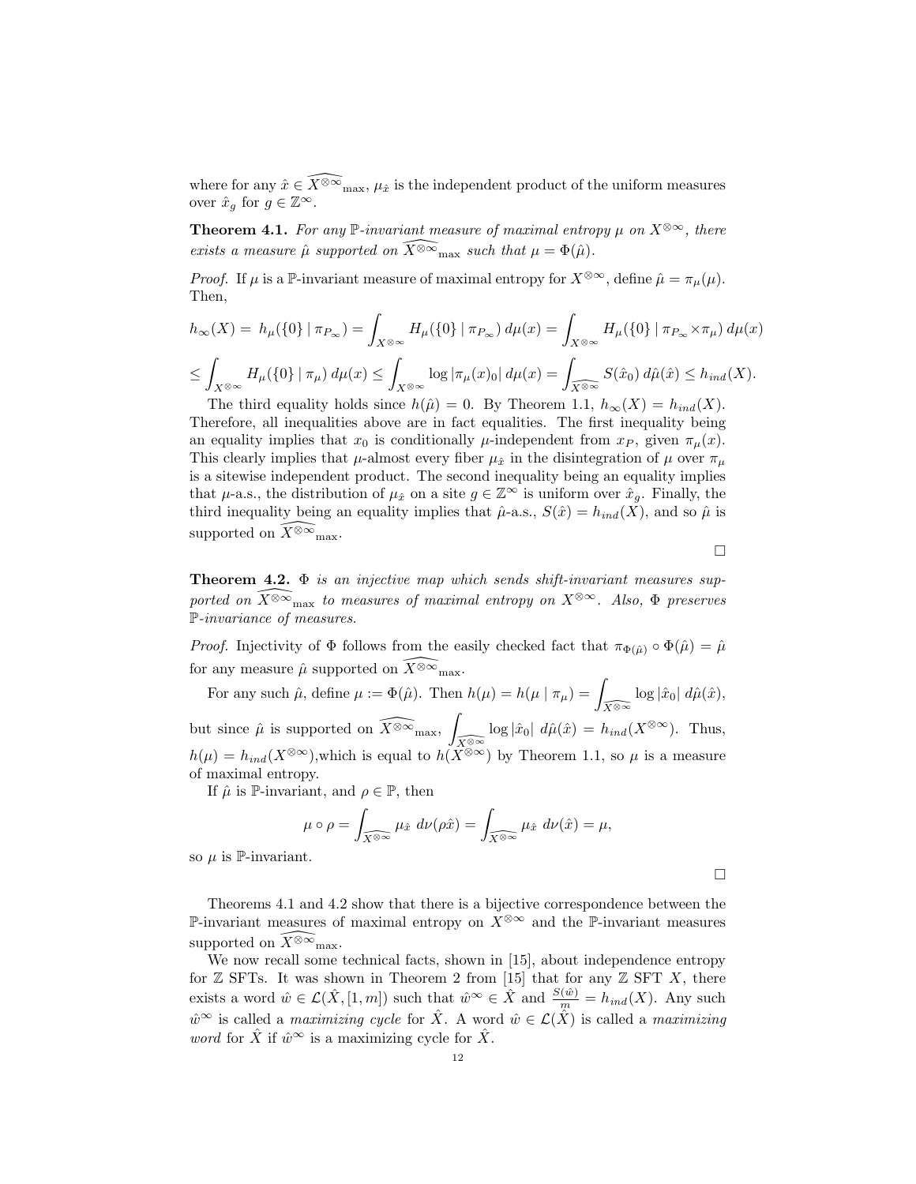where for any $\hat{x} \in \widehat{X^{\otimes\infty}}_{\max}$, $\mu_{\hat{x}}$ is the independent product of the uniform measures over $\hat{x}_g$ for $g \in \mathbb{Z}^\infty$.

**Theorem 4.1.** *For any $\mathbb{P}$-invariant measure of maximal entropy $\mu$ on $X^{\otimes\infty}$, there exists a measure $\hat{\mu}$ supported on $\widehat{X^{\otimes\infty}}_{\max}$ such that $\mu = \Phi(\hat{\mu})$.*

*Proof.* If $\mu$ is a $\mathbb{P}$-invariant measure of maximal entropy for $X^{\otimes\infty}$, define $\hat{\mu} = \pi_\mu(\mu)$. Then,

$$h_\infty(X) = h_\mu(\{0\} \mid \pi_{P_\infty}) = \int_{X^{\otimes\infty}} H_\mu(\{0\} \mid \pi_{P_\infty})\, d\mu(x) = \int_{X^{\otimes\infty}} H_\mu(\{0\} \mid \pi_{P_\infty} \times \pi_\mu)\, d\mu(x)$$

$$\leq \int_{X^{\otimes\infty}} H_\mu(\{0\} \mid \pi_\mu)\, d\mu(x) \leq \int_{X^{\otimes\infty}} \log |\pi_\mu(x)_0|\, d\mu(x) = \int_{\widehat{X^{\otimes\infty}}} S(\hat{x}_0)\, d\hat{\mu}(\hat{x}) \leq h_{ind}(X).$$

The third equality holds since $h(\hat{\mu}) = 0$. By Theorem 1.1, $h_\infty(X) = h_{ind}(X)$. Therefore, all inequalities above are in fact equalities. The first inequality being an equality implies that $x_0$ is conditionally $\mu$-independent from $x_P$, given $\pi_\mu(x)$. This clearly implies that $\mu$-almost every fiber $\mu_{\hat{x}}$ in the disintegration of $\mu$ over $\pi_\mu$ is a sitewise independent product. The second inequality being an equality implies that $\mu$-a.s., the distribution of $\mu_{\hat{x}}$ on a site $g \in \mathbb{Z}^\infty$ is uniform over $\hat{x}_g$. Finally, the third inequality being an equality implies that $\hat{\mu}$-a.s., $S(\hat{x}) = h_{ind}(X)$, and so $\hat{\mu}$ is supported on $\widehat{X^{\otimes\infty}}_{\max}$.

□

**Theorem 4.2.** *$\Phi$ is an injective map which sends shift-invariant measures supported on $\widehat{X^{\otimes\infty}}_{\max}$ to measures of maximal entropy on $X^{\otimes\infty}$. Also, $\Phi$ preserves $\mathbb{P}$-invariance of measures.*

*Proof.* Injectivity of $\Phi$ follows from the easily checked fact that $\pi_{\Phi(\hat{\mu})} \circ \Phi(\hat{\mu}) = \hat{\mu}$ for any measure $\hat{\mu}$ supported on $\widehat{X^{\otimes\infty}}_{\max}$.

For any such $\hat{\mu}$, define $\mu := \Phi(\hat{\mu})$. Then $h(\mu) = h(\mu \mid \pi_\mu) = \int_{\widehat{X^{\otimes\infty}}} \log |\hat{x}_0|\, d\hat{\mu}(\hat{x})$, but since $\hat{\mu}$ is supported on $\widehat{X^{\otimes\infty}}_{\max}$, $\int_{\widehat{X^{\otimes\infty}}} \log |\hat{x}_0|\, d\hat{\mu}(\hat{x}) = h_{ind}(X^{\otimes\infty})$. Thus, $h(\mu) = h_{ind}(X^{\otimes\infty})$,which is equal to $h(X^{\otimes\infty})$ by Theorem 1.1, so $\mu$ is a measure of maximal entropy.

If $\hat{\mu}$ is $\mathbb{P}$-invariant, and $\rho \in \mathbb{P}$, then

$$\mu \circ \rho = \int_{\widehat{X^{\otimes\infty}}} \mu_{\hat{x}}\, d\nu(\rho\hat{x}) = \int_{\widehat{X^{\otimes\infty}}} \mu_{\hat{x}}\, d\nu(\hat{x}) = \mu,$$

so $\mu$ is $\mathbb{P}$-invariant.

□

Theorems 4.1 and 4.2 show that there is a bijective correspondence between the $\mathbb{P}$-invariant measures of maximal entropy on $X^{\otimes\infty}$ and the $\mathbb{P}$-invariant measures supported on $\widehat{X^{\otimes\infty}}_{\max}$.

We now recall some technical facts, shown in [15], about independence entropy for $\mathbb{Z}$ SFTs. It was shown in Theorem 2 from [15] that for any $\mathbb{Z}$ SFT $X$, there exists a word $\hat{w} \in \mathcal{L}(\hat{X}, [1, m])$ such that $\hat{w}^\infty \in \hat{X}$ and $\frac{S(\hat{w})}{m} = h_{ind}(X)$. Any such $\hat{w}^\infty$ is called a *maximizing cycle* for $\hat{X}$. A word $\hat{w} \in \mathcal{L}(\hat{X})$ is called a *maximizing word* for $\hat{X}$ if $\hat{w}^\infty$ is a maximizing cycle for $\hat{X}$.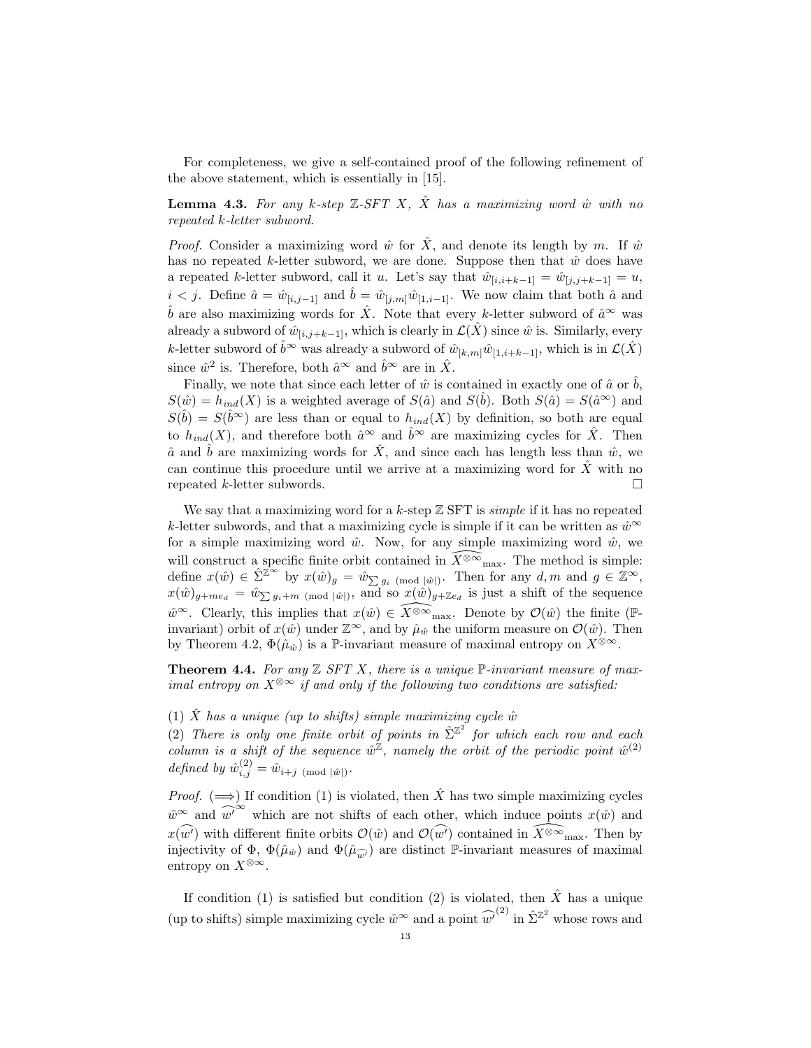For completeness, we give a self-contained proof of the following refinement of the above statement, which is essentially in [15].

**Lemma 4.3.** *For any $k$-step $\mathbb{Z}$-SFT $X$, $\hat{X}$ has a maximizing word $\hat{w}$ with no repeated $k$-letter subword.*

*Proof.* Consider a maximizing word $\hat{w}$ for $\hat{X}$, and denote its length by $m$. If $\hat{w}$ has no repeated $k$-letter subword, we are done. Suppose then that $\hat{w}$ does have a repeated $k$-letter subword, call it $u$. Let's say that $\hat{w}_{[i,i+k-1]} = \hat{w}_{[j,j+k-1]} = u$, $i < j$. Define $\hat{a} = \hat{w}_{[i,j-1]}$ and $\hat{b} = \hat{w}_{[j,m]}\hat{w}_{[1,i-1]}$. We now claim that both $\hat{a}$ and $\hat{b}$ are also maximizing words for $\hat{X}$. Note that every $k$-letter subword of $\hat{a}^\infty$ was already a subword of $\hat{w}_{[i,j+k-1]}$, which is clearly in $\mathcal{L}(\hat{X})$ since $\hat{w}$ is. Similarly, every $k$-letter subword of $\hat{b}^\infty$ was already a subword of $\hat{w}_{[k,m]}\hat{w}_{[1,i+k-1]}$, which is in $\mathcal{L}(\hat{X})$ since $\hat{w}^2$ is. Therefore, both $\hat{a}^\infty$ and $\hat{b}^\infty$ are in $\hat{X}$.

Finally, we note that since each letter of $\hat{w}$ is contained in exactly one of $\hat{a}$ or $\hat{b}$, $S(\hat{w}) = h_{ind}(X)$ is a weighted average of $S(\hat{a})$ and $S(\hat{b})$. Both $S(\hat{a}) = S(\hat{a}^\infty)$ and $S(\hat{b}) = S(\hat{b}^\infty)$ are less than or equal to $h_{ind}(X)$ by definition, so both are equal to $h_{ind}(X)$, and therefore both $\hat{a}^\infty$ and $\hat{b}^\infty$ are maximizing cycles for $\hat{X}$. Then $\hat{a}$ and $\hat{b}$ are maximizing words for $\hat{X}$, and since each has length less than $\hat{w}$, we can continue this procedure until we arrive at a maximizing word for $\hat{X}$ with no repeated $k$-letter subwords. $\square$

We say that a maximizing word for a $k$-step $\mathbb{Z}$ SFT is *simple* if it has no repeated $k$-letter subwords, and that a maximizing cycle is simple if it can be written as $\hat{w}^\infty$ for a simple maximizing word $\hat{w}$. Now, for any simple maximizing word $\hat{w}$, we will construct a specific finite orbit contained in $\widehat{X^{\otimes\infty}}_{\max}$. The method is simple: define $x(\hat{w}) \in \hat{\Sigma}^{\mathbb{Z}^\infty}$ by $x(\hat{w})_g = \hat{w}_{\sum g_i \pmod{|\hat{w}|}}$. Then for any $d, m$ and $g \in \mathbb{Z}^\infty$, $x(\hat{w})_{g+me_d} = \hat{w}_{\sum g_i + m \pmod{|\hat{w}|}}$, and so $x(\hat{w})_{g+\mathbb{Z}e_d}$ is just a shift of the sequence $\hat{w}^\infty$. Clearly, this implies that $x(\hat{w}) \in \widehat{X^{\otimes\infty}}_{\max}$. Denote by $\mathcal{O}(\hat{w})$ the finite ($\mathbb{P}$-invariant) orbit of $x(\hat{w})$ under $\mathbb{Z}^\infty$, and by $\hat{\mu}_{\hat{w}}$ the uniform measure on $\mathcal{O}(\hat{w})$. Then by Theorem 4.2, $\Phi(\hat{\mu}_{\hat{w}})$ is a $\mathbb{P}$-invariant measure of maximal entropy on $X^{\otimes\infty}$.

**Theorem 4.4.** *For any $\mathbb{Z}$ SFT $X$, there is a unique $\mathbb{P}$-invariant measure of maximal entropy on $X^{\otimes\infty}$ if and only if the following two conditions are satisfied:*

(1) *$\hat{X}$ has a unique (up to shifts) simple maximizing cycle $\hat{w}$*
(2) *There is only one finite orbit of points in $\hat{\Sigma}^{\mathbb{Z}^2}$ for which each row and each column is a shift of the sequence $\hat{w}^{\mathbb{Z}}$, namely the orbit of the periodic point $\hat{w}^{(2)}$ defined by $\hat{w}^{(2)}_{i,j} = \hat{w}_{i+j \pmod{|\hat{w}|}}$.*

*Proof.* ($\Longrightarrow$) If condition (1) is violated, then $\hat{X}$ has two simple maximizing cycles $\hat{w}^\infty$ and $\widehat{w'}^\infty$ which are not shifts of each other, which induce points $x(\hat{w})$ and $x(\widehat{w'})$ with different finite orbits $\mathcal{O}(\hat{w})$ and $\mathcal{O}(\widehat{w'})$ contained in $\widehat{X^{\otimes\infty}}_{\max}$. Then by injectivity of $\Phi$, $\Phi(\hat{\mu}_{\hat{w}})$ and $\Phi(\hat{\mu}_{\widehat{w'}})$ are distinct $\mathbb{P}$-invariant measures of maximal entropy on $X^{\otimes\infty}$.

If condition (1) is satisfied but condition (2) is violated, then $\hat{X}$ has a unique (up to shifts) simple maximizing cycle $\hat{w}^\infty$ and a point $\widehat{w'}^{(2)}$ in $\hat{\Sigma}^{\mathbb{Z}^2}$ whose rows and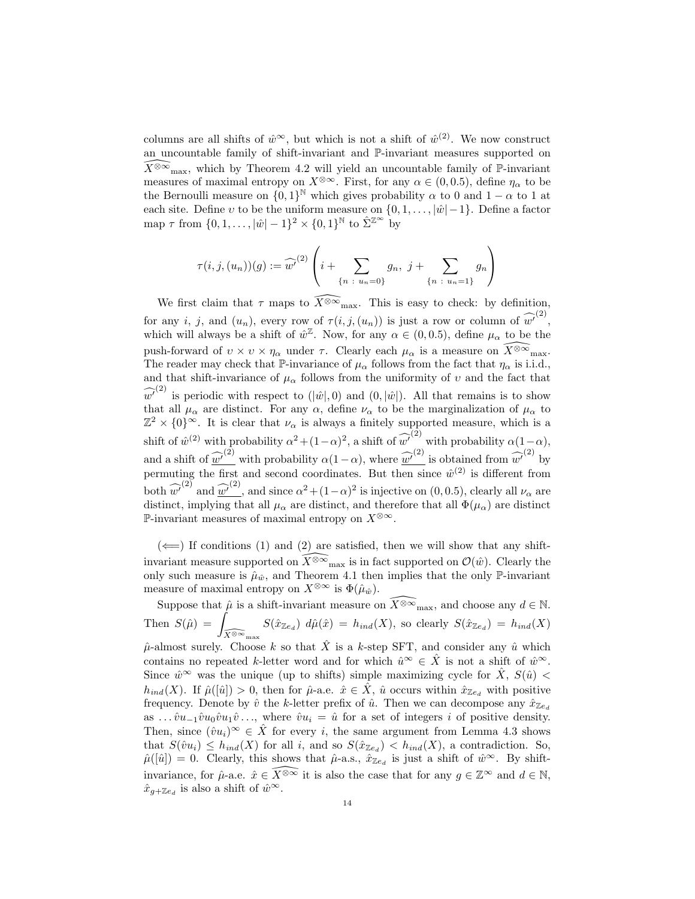columns are all shifts of $\hat{w}^\infty$, but which is not a shift of $\hat{w}^{(2)}$. We now construct an uncountable family of shift-invariant and $\mathbb{P}$-invariant measures supported on $\widehat{X^{\otimes\infty}}_{\max}$, which by Theorem 4.2 will yield an uncountable family of $\mathbb{P}$-invariant measures of maximal entropy on $X^{\otimes\infty}$. First, for any $\alpha \in (0, 0.5)$, define $\eta_\alpha$ to be the Bernoulli measure on $\{0,1\}^{\mathbb{N}}$ which gives probability $\alpha$ to 0 and $1-\alpha$ to 1 at each site. Define $\upsilon$ to be the uniform measure on $\{0, 1, \ldots, |\hat{w}|-1\}$. Define a factor map $\tau$ from $\{0, 1, \ldots, |\hat{w}|-1\}^2 \times \{0,1\}^{\mathbb{N}}$ to $\hat{\Sigma}^{\mathbb{Z}^\infty}$ by

$$\tau(i, j, (u_n))(g) := \widehat{w'}^{(2)}\left(i + \sum_{\{n \,:\, u_n = 0\}} g_n,\ j + \sum_{\{n \,:\, u_n = 1\}} g_n\right)$$

We first claim that $\tau$ maps to $\widehat{X^{\otimes\infty}}_{\max}$. This is easy to check: by definition, for any $i$, $j$, and $(u_n)$, every row of $\tau(i, j, (u_n))$ is just a row or column of $\widehat{w'}^{(2)}$, which will always be a shift of $\hat{w}^{\mathbb{Z}}$. Now, for any $\alpha \in (0, 0.5)$, define $\mu_\alpha$ to be the push-forward of $\upsilon \times \upsilon \times \eta_\alpha$ under $\tau$. Clearly each $\mu_\alpha$ is a measure on $\widehat{X^{\otimes\infty}}_{\max}$. The reader may check that $\mathbb{P}$-invariance of $\mu_\alpha$ follows from the fact that $\eta_\alpha$ is i.i.d., and that shift-invariance of $\mu_\alpha$ follows from the uniformity of $\upsilon$ and the fact that $\widehat{w'}^{(2)}$ is periodic with respect to $(|\hat{w}|, 0)$ and $(0, |\hat{w}|)$. All that remains is to show that all $\mu_\alpha$ are distinct. For any $\alpha$, define $\nu_\alpha$ to be the marginalization of $\mu_\alpha$ to $\mathbb{Z}^2 \times \{0\}^\infty$. It is clear that $\nu_\alpha$ is always a finitely supported measure, which is a shift of $\hat{w}^{(2)}$ with probability $\alpha^2 + (1-\alpha)^2$, a shift of $\widehat{w'}^{(2)}$ with probability $\alpha(1-\alpha)$, and a shift of $\underline{\widehat{w'}^{(2)}}$ with probability $\alpha(1-\alpha)$, where $\underline{\widehat{w'}^{(2)}}$ is obtained from $\widehat{w'}^{(2)}$ by permuting the first and second coordinates. But then since $\hat{w}^{(2)}$ is different from both $\widehat{w'}^{(2)}$ and $\underline{\widehat{w'}^{(2)}}$, and since $\alpha^2 + (1-\alpha)^2$ is injective on $(0, 0.5)$, clearly all $\nu_\alpha$ are distinct, implying that all $\mu_\alpha$ are distinct, and therefore that all $\Phi(\mu_\alpha)$ are distinct $\mathbb{P}$-invariant measures of maximal entropy on $X^{\otimes\infty}$.

($\Longleftarrow$) If conditions (1) and (2) are satisfied, then we will show that any shift-invariant measure supported on $\widehat{X^{\otimes\infty}}_{\max}$ is in fact supported on $\mathcal{O}(\hat{w})$. Clearly the only such measure is $\hat{\mu}_{\hat{w}}$, and Theorem 4.1 then implies that the only $\mathbb{P}$-invariant measure of maximal entropy on $X^{\otimes\infty}$ is $\Phi(\hat{\mu}_{\hat{w}})$.

Suppose that $\hat{\mu}$ is a shift-invariant measure on $\widehat{X^{\otimes\infty}}_{\max}$, and choose any $d \in \mathbb{N}$. Then $S(\hat{\mu}) = \displaystyle\int_{\widehat{X^{\otimes\infty}}_{\max}} S(\hat{x}_{\mathbb{Z}e_d})\ d\hat{\mu}(\hat{x}) = h_{ind}(X)$, so clearly $S(\hat{x}_{\mathbb{Z}e_d}) = h_{ind}(X)$ $\hat{\mu}$-almost surely. Choose $k$ so that $\hat{X}$ is a $k$-step SFT, and consider any $\hat{u}$ which contains no repeated $k$-letter word and for which $\hat{u}^\infty \in \hat{X}$ is not a shift of $\hat{w}^\infty$. Since $\hat{w}^\infty$ was the unique (up to shifts) simple maximizing cycle for $\hat{X}$, $S(\hat{u}) < h_{ind}(X)$. If $\hat{\mu}([\hat{u}]) > 0$, then for $\hat{\mu}$-a.e. $\hat{x} \in \hat{X}$, $\hat{u}$ occurs within $\hat{x}_{\mathbb{Z}e_d}$ with positive frequency. Denote by $\hat{v}$ the $k$-letter prefix of $\hat{u}$. Then we can decompose any $\hat{x}_{\mathbb{Z}e_d}$ as $\ldots \hat{v}u_{-1}\hat{v}u_0\hat{v}u_1\hat{v}\ldots$, where $\hat{v}u_i = \hat{u}$ for a set of integers $i$ of positive density. Then, since $(\hat{v}u_i)^\infty \in \hat{X}$ for every $i$, the same argument from Lemma 4.3 shows that $S(\hat{v}u_i) \leq h_{ind}(X)$ for all $i$, and so $S(\hat{x}_{\mathbb{Z}e_d}) < h_{ind}(X)$, a contradiction. So, $\hat{\mu}([\hat{u}]) = 0$. Clearly, this shows that $\hat{\mu}$-a.s., $\hat{x}_{\mathbb{Z}e_d}$ is just a shift of $\hat{w}^\infty$. By shift-invariance, for $\hat{\mu}$-a.e. $\hat{x} \in \widehat{X^{\otimes\infty}}$ it is also the case that for any $g \in \mathbb{Z}^\infty$ and $d \in \mathbb{N}$, $\hat{x}_{g+\mathbb{Z}e_d}$ is also a shift of $\hat{w}^\infty$.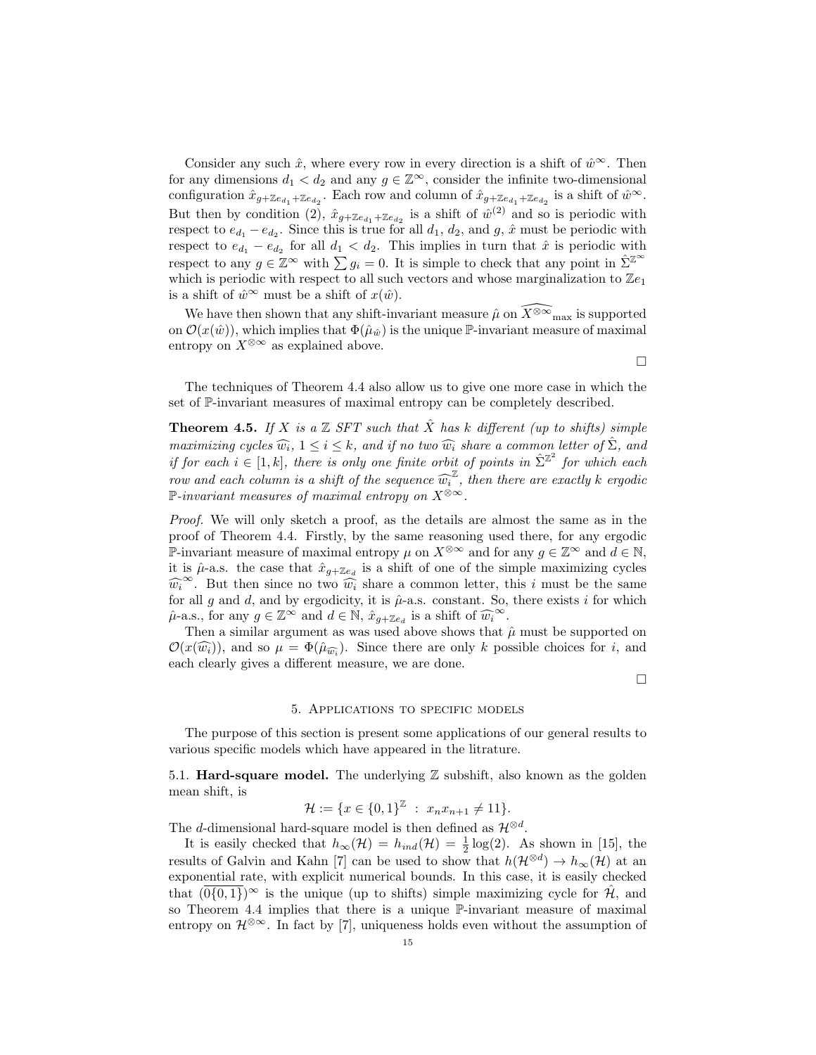Consider any such $\hat{x}$, where every row in every direction is a shift of $\hat{w}^\infty$. Then for any dimensions $d_1 < d_2$ and any $g \in \mathbb{Z}^\infty$, consider the infinite two-dimensional configuration $\hat{x}_{g+\mathbb{Z}e_{d_1}+\mathbb{Z}e_{d_2}}$. Each row and column of $\hat{x}_{g+\mathbb{Z}e_{d_1}+\mathbb{Z}e_{d_2}}$ is a shift of $\hat{w}^\infty$. But then by condition (2), $\hat{x}_{g+\mathbb{Z}e_{d_1}+\mathbb{Z}e_{d_2}}$ is a shift of $\hat{w}^{(2)}$ and so is periodic with respect to $e_{d_1} - e_{d_2}$. Since this is true for all $d_1$, $d_2$, and $g$, $\hat{x}$ must be periodic with respect to $e_{d_1} - e_{d_2}$ for all $d_1 < d_2$. This implies in turn that $\hat{x}$ is periodic with respect to any $g \in \mathbb{Z}^\infty$ with $\sum g_i = 0$. It is simple to check that any point in $\hat{\Sigma}^{\mathbb{Z}^\infty}$ which is periodic with respect to all such vectors and whose marginalization to $\mathbb{Z}e_1$ is a shift of $\hat{w}^\infty$ must be a shift of $x(\hat{w})$.

We have then shown that any shift-invariant measure $\hat{\mu}$ on $\widehat{X^{\otimes\infty}}_{\max}$ is supported on $\mathcal{O}(x(\hat{w}))$, which implies that $\Phi(\hat{\mu}_{\hat{w}})$ is the unique $\mathbb{P}$-invariant measure of maximal entropy on $X^{\otimes\infty}$ as explained above.

$\square$

The techniques of Theorem 4.4 also allow us to give one more case in which the set of $\mathbb{P}$-invariant measures of maximal entropy can be completely described.

**Theorem 4.5.** *If $X$ is a $\mathbb{Z}$ SFT such that $\hat{X}$ has $k$ different (up to shifts) simple maximizing cycles $\widehat{w_i}$, $1 \le i \le k$, and if no two $\widehat{w_i}$ share a common letter of $\hat{\Sigma}$, and if for each $i \in [1, k]$, there is only one finite orbit of points in $\hat{\Sigma}^{\mathbb{Z}^2}$ for which each row and each column is a shift of the sequence $\widehat{w_i}^{\mathbb{Z}}$, then there are exactly $k$ ergodic $\mathbb{P}$-invariant measures of maximal entropy on $X^{\otimes\infty}$.*

*Proof.* We will only sketch a proof, as the details are almost the same as in the proof of Theorem 4.4. Firstly, by the same reasoning used there, for any ergodic $\mathbb{P}$-invariant measure of maximal entropy $\mu$ on $X^{\otimes\infty}$ and for any $g \in \mathbb{Z}^\infty$ and $d \in \mathbb{N}$, it is $\hat{\mu}$-a.s. the case that $\hat{x}_{g+\mathbb{Z}e_d}$ is a shift of one of the simple maximizing cycles $\widehat{w_i}^\infty$. But then since no two $\widehat{w_i}$ share a common letter, this $i$ must be the same for all $g$ and $d$, and by ergodicity, it is $\hat{\mu}$-a.s. constant. So, there exists $i$ for which $\hat{\mu}$-a.s., for any $g \in \mathbb{Z}^\infty$ and $d \in \mathbb{N}$, $\hat{x}_{g+\mathbb{Z}e_d}$ is a shift of $\widehat{w_i}^\infty$.

Then a similar argument as was used above shows that $\hat{\mu}$ must be supported on $\mathcal{O}(x(\widehat{w_i}))$, and so $\mu = \Phi(\hat{\mu}_{\widehat{w_i}})$. Since there are only $k$ possible choices for $i$, and each clearly gives a different measure, we are done.

$\square$

## 5. Applications to specific models

The purpose of this section is present some applications of our general results to various specific models which have appeared in the litrature.

**5.1. Hard-square model.** The underlying $\mathbb{Z}$ subshift, also known as the golden mean shift, is

$$\mathcal{H} := \{x \in \{0,1\}^{\mathbb{Z}} \ : \ x_n x_{n+1} \neq 11\}.$$

The $d$-dimensional hard-square model is then defined as $\mathcal{H}^{\otimes d}$.

It is easily checked that $h_\infty(\mathcal{H}) = h_{ind}(\mathcal{H}) = \frac{1}{2}\log(2)$. As shown in [15], the results of Galvin and Kahn [7] can be used to show that $h(\mathcal{H}^{\otimes d}) \to h_\infty(\mathcal{H})$ at an exponential rate, with explicit numerical bounds. In this case, it is easily checked that $(\overline{0\{0,1\}})^\infty$ is the unique (up to shifts) simple maximizing cycle for $\hat{\mathcal{H}}$, and so Theorem 4.4 implies that there is a unique $\mathbb{P}$-invariant measure of maximal entropy on $\mathcal{H}^{\otimes\infty}$. In fact by [7], uniqueness holds even without the assumption of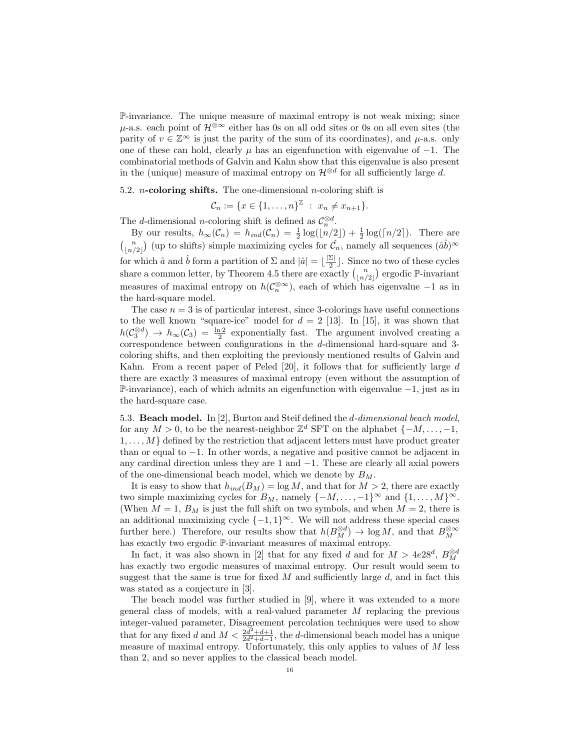$\mathbb{P}$-invariance. The unique measure of maximal entropy is not weak mixing; since $\mu$-a.s. each point of $\mathcal{H}^{\otimes\infty}$ either has 0s on all odd sites or 0s on all even sites (the parity of $v \in \mathbb{Z}^\infty$ is just the parity of the sum of its coordinates), and $\mu$-a.s. only one of these can hold, clearly $\mu$ has an eigenfunction with eigenvalue of $-1$. The combinatorial methods of Galvin and Kahn show that this eigenvalue is also present in the (unique) measure of maximal entropy on $\mathcal{H}^{\otimes d}$ for all sufficiently large $d$.

5.2. **$n$-coloring shifts.** The one-dimensional $n$-coloring shift is

$$\mathcal{C}_n := \{x \in \{1, \ldots, n\}^{\mathbb{Z}} \ : \ x_n \neq x_{n+1}\}.$$

The $d$-dimensional $n$-coloring shift is defined as $\mathcal{C}_n^{\otimes d}$.

By our results, $h_\infty(\mathcal{C}_n) = h_{ind}(\mathcal{C}_n) = \frac{1}{2}\log(\lfloor n/2 \rfloor) + \frac{1}{2}\log(\lceil n/2 \rceil)$. There are $\binom{n}{\lfloor n/2 \rfloor}$ (up to shifts) simple maximizing cycles for $\hat{\mathcal{C}_n}$, namely all sequences $(\hat{a}\hat{b})^\infty$ for which $\hat{a}$ and $\hat{b}$ form a partition of $\Sigma$ and $|\hat{a}| = \lfloor \frac{|\Sigma|}{2} \rfloor$. Since no two of these cycles share a common letter, by Theorem 4.5 there are exactly $\binom{n}{\lfloor n/2 \rfloor}$ ergodic $\mathbb{P}$-invariant measures of maximal entropy on $h(\mathcal{C}_n^{\otimes\infty})$, each of which has eigenvalue $-1$ as in the hard-square model.

The case $n = 3$ is of particular interest, since 3-colorings have useful connections to the well known "square-ice" model for $d = 2$ [13]. In [15], it was shown that $h(\mathcal{C}_3^{\otimes d}) \to h_\infty(\mathcal{C}_3) = \frac{\ln 2}{2}$ exponentially fast. The argument involved creating a correspondence between configurations in the $d$-dimensional hard-square and 3-coloring shifts, and then exploiting the previously mentioned results of Galvin and Kahn. From a recent paper of Peled [20], it follows that for sufficiently large $d$ there are exactly 3 measures of maximal entropy (even without the assumption of $\mathbb{P}$-invariance), each of which admits an eigenfunction with eigenvalue $-1$, just as in the hard-square case.

5.3. **Beach model.** In [2], Burton and Steif defined the *$d$-dimensional beach model*, for any $M > 0$, to be the nearest-neighbor $\mathbb{Z}^d$ SFT on the alphabet $\{-M, \ldots, -1, 1, \ldots, M\}$ defined by the restriction that adjacent letters must have product greater than or equal to $-1$. In other words, a negative and positive cannot be adjacent in any cardinal direction unless they are 1 and $-1$. These are clearly all axial powers of the one-dimensional beach model, which we denote by $B_M$.

It is easy to show that $h_{ind}(B_M) = \log M$, and that for $M > 2$, there are exactly two simple maximizing cycles for $B_M$, namely $\{-M, \ldots, -1\}^\infty$ and $\{1, \ldots, M\}^\infty$. (When $M = 1$, $B_M$ is just the full shift on two symbols, and when $M = 2$, there is an additional maximizing cycle $\{-1, 1\}^\infty$. We will not address these special cases further here.) Therefore, our results show that $h(B_M^{\otimes d}) \to \log M$, and that $B_M^{\otimes\infty}$ has exactly two ergodic $\mathbb{P}$-invariant measures of maximal entropy.

In fact, it was also shown in [2] that for any fixed $d$ and for $M > 4e28^d$, $B_M^{\otimes d}$ has exactly two ergodic measures of maximal entropy. Our result would seem to suggest that the same is true for fixed $M$ and sufficiently large $d$, and in fact this was stated as a conjecture in [3].

The beach model was further studied in [9], where it was extended to a more general class of models, with a real-valued parameter $M$ replacing the previous integer-valued parameter, Disagreement percolation techniques were used to show that for any fixed $d$ and $M < \frac{2d^2+d+1}{2d^2+d-1}$, the $d$-dimensional beach model has a unique measure of maximal entropy. Unfortunately, this only applies to values of $M$ less than 2, and so never applies to the classical beach model.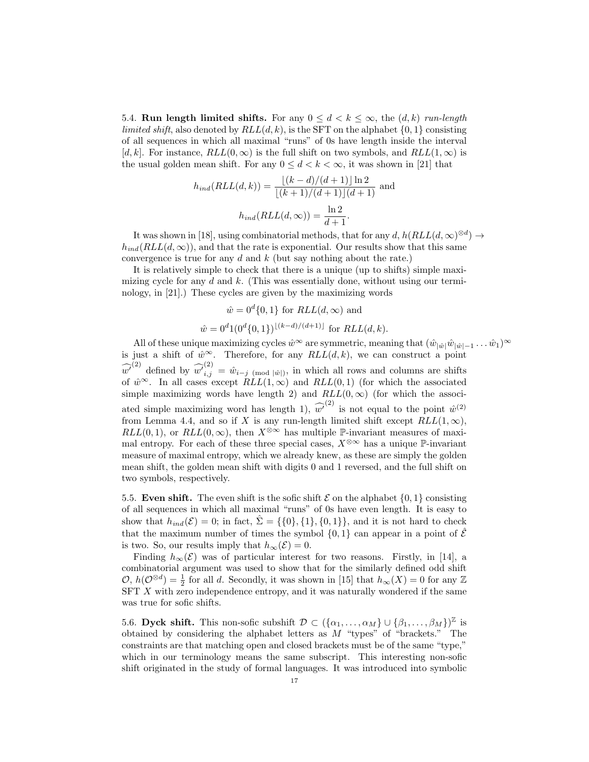5.4. **Run length limited shifts.** For any $0 \leq d < k \leq \infty$, the $(d,k)$ *run-length limited shift*, also denoted by $RLL(d,k)$, is the SFT on the alphabet $\{0,1\}$ consisting of all sequences in which all maximal "runs" of 0s have length inside the interval $[d,k]$. For instance, $RLL(0,\infty)$ is the full shift on two symbols, and $RLL(1,\infty)$ is the usual golden mean shift. For any $0 \leq d < k < \infty$, it was shown in [21] that

$$h_{ind}(RLL(d,k)) = \frac{\lfloor (k-d)/(d+1) \rfloor \ln 2}{\lfloor (k+1)/(d+1) \rfloor (d+1)} \text{ and}$$

$$h_{ind}(RLL(d,\infty)) = \frac{\ln 2}{d+1}.$$

It was shown in [18], using combinatorial methods, that for any $d$, $h(RLL(d,\infty)^{\otimes d}) \to h_{ind}(RLL(d,\infty))$, and that the rate is exponential. Our results show that this same convergence is true for any $d$ and $k$ (but say nothing about the rate.)

It is relatively simple to check that there is a unique (up to shifts) simple maximizing cycle for any $d$ and $k$. (This was essentially done, without using our terminology, in [21].) These cycles are given by the maximizing words

$$\hat{w} = 0^d\{0,1\} \text{ for } RLL(d,\infty) \text{ and}$$

$$\hat{w} = 0^d 1 (0^d\{0,1\})^{\lfloor (k-d)/(d+1) \rfloor} \text{ for } RLL(d,k).$$

All of these unique maximizing cycles $\hat{w}^\infty$ are symmetric, meaning that $(\hat{w}_{|\hat{w}|}\hat{w}_{|\hat{w}|-1}\ldots\hat{w}_1)^\infty$ is just a shift of $\hat{w}^\infty$. Therefore, for any $RLL(d,k)$, we can construct a point $\widehat{w'}^{(2)}$ defined by $\widehat{w'}^{(2)}_{i,j} = \hat{w}_{i-j \pmod{|\hat{w}|}}$, in which all rows and columns are shifts of $\hat{w}^\infty$. In all cases except $RLL(1,\infty)$ and $RLL(0,1)$ (for which the associated simple maximizing words have length 2) and $RLL(0,\infty)$ (for which the associated simple maximizing word has length 1), $\widehat{w'}^{(2)}$ is not equal to the point $\hat{w}^{(2)}$ from Lemma 4.4, and so if $X$ is any run-length limited shift except $RLL(1,\infty)$, $RLL(0,1)$, or $RLL(0,\infty)$, then $X^{\otimes\infty}$ has multiple $\mathbb{P}$-invariant measures of maximal entropy. For each of these three special cases, $X^{\otimes\infty}$ has a unique $\mathbb{P}$-invariant measure of maximal entropy, which we already knew, as these are simply the golden mean shift, the golden mean shift with digits 0 and 1 reversed, and the full shift on two symbols, respectively.

5.5. **Even shift.** The even shift is the sofic shift $\mathcal{E}$ on the alphabet $\{0,1\}$ consisting of all sequences in which all maximal "runs" of 0s have even length. It is easy to show that $h_{ind}(\mathcal{E}) = 0$; in fact, $\hat{\Sigma} = \{\{0\},\{1\},\{0,1\}\}$, and it is not hard to check that the maximum number of times the symbol $\{0,1\}$ can appear in a point of $\hat{\mathcal{E}}$ is two. So, our results imply that $h_\infty(\mathcal{E}) = 0$.

Finding $h_\infty(\mathcal{E})$ was of particular interest for two reasons. Firstly, in [14], a combinatorial argument was used to show that for the similarly defined odd shift $\mathcal{O}$, $h(\mathcal{O}^{\otimes d}) = \frac{1}{2}$ for all $d$. Secondly, it was shown in [15] that $h_\infty(X) = 0$ for any $\mathbb{Z}$ SFT $X$ with zero independence entropy, and it was naturally wondered if the same was true for sofic shifts.

5.6. **Dyck shift.** This non-sofic subshift $\mathcal{D} \subset (\{\alpha_1,\ldots,\alpha_M\} \cup \{\beta_1,\ldots,\beta_M\})^\mathbb{Z}$ is obtained by considering the alphabet letters as $M$ "types" of "brackets." The constraints are that matching open and closed brackets must be of the same "type," which in our terminology means the same subscript. This interesting non-sofic shift originated in the study of formal languages. It was introduced into symbolic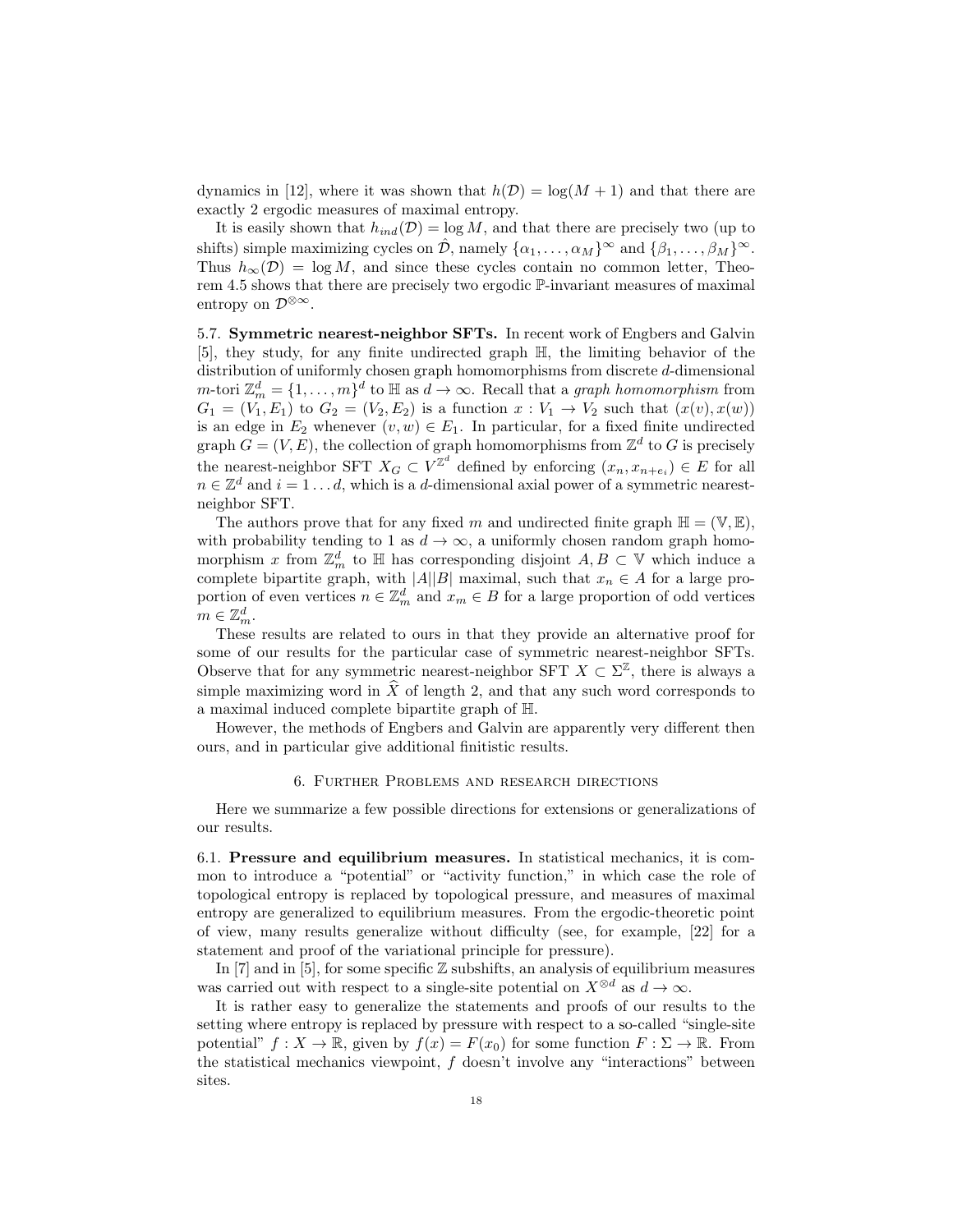dynamics in [12], where it was shown that $h(\mathcal{D}) = \log(M+1)$ and that there are exactly 2 ergodic measures of maximal entropy.

It is easily shown that $h_{ind}(\mathcal{D}) = \log M$, and that there are precisely two (up to shifts) simple maximizing cycles on $\hat{\mathcal{D}}$, namely $\{\alpha_1, \ldots, \alpha_M\}^\infty$ and $\{\beta_1, \ldots, \beta_M\}^\infty$. Thus $h_\infty(\mathcal{D}) = \log M$, and since these cycles contain no common letter, Theorem 4.5 shows that there are precisely two ergodic $\mathbb{P}$-invariant measures of maximal entropy on $\mathcal{D}^{\otimes\infty}$.

5.7. **Symmetric nearest-neighbor SFTs.** In recent work of Engbers and Galvin [5], they study, for any finite undirected graph $\mathbb{H}$, the limiting behavior of the distribution of uniformly chosen graph homomorphisms from discrete $d$-dimensional $m$-tori $\mathbb{Z}_m^d = \{1, \ldots, m\}^d$ to $\mathbb{H}$ as $d \to \infty$. Recall that a *graph homomorphism* from $G_1 = (V_1, E_1)$ to $G_2 = (V_2, E_2)$ is a function $x : V_1 \to V_2$ such that $(x(v), x(w))$ is an edge in $E_2$ whenever $(v, w) \in E_1$. In particular, for a fixed finite undirected graph $G = (V, E)$, the collection of graph homomorphisms from $\mathbb{Z}^d$ to $G$ is precisely the nearest-neighbor SFT $X_G \subset V^{\mathbb{Z}^d}$ defined by enforcing $(x_n, x_{n+e_i}) \in E$ for all $n \in \mathbb{Z}^d$ and $i = 1 \ldots d$, which is a $d$-dimensional axial power of a symmetric nearest-neighbor SFT.

The authors prove that for any fixed $m$ and undirected finite graph $\mathbb{H} = (\mathbb{V}, \mathbb{E})$, with probability tending to 1 as $d \to \infty$, a uniformly chosen random graph homomorphism $x$ from $\mathbb{Z}_m^d$ to $\mathbb{H}$ has corresponding disjoint $A, B \subset \mathbb{V}$ which induce a complete bipartite graph, with $|A||B|$ maximal, such that $x_n \in A$ for a large proportion of even vertices $n \in \mathbb{Z}_m^d$ and $x_m \in B$ for a large proportion of odd vertices $m \in \mathbb{Z}_m^d$.

These results are related to ours in that they provide an alternative proof for some of our results for the particular case of symmetric nearest-neighbor SFTs. Observe that for any symmetric nearest-neighbor SFT $X \subset \Sigma^{\mathbb{Z}}$, there is always a simple maximizing word in $\widehat{X}$ of length 2, and that any such word corresponds to a maximal induced complete bipartite graph of $\mathbb{H}$.

However, the methods of Engbers and Galvin are apparently very different then ours, and in particular give additional finitistic results.

## 6. Further Problems and research directions

Here we summarize a few possible directions for extensions or generalizations of our results.

6.1. **Pressure and equilibrium measures.** In statistical mechanics, it is common to introduce a "potential" or "activity function," in which case the role of topological entropy is replaced by topological pressure, and measures of maximal entropy are generalized to equilibrium measures. From the ergodic-theoretic point of view, many results generalize without difficulty (see, for example, [22] for a statement and proof of the variational principle for pressure).

In [7] and in [5], for some specific $\mathbb{Z}$ subshifts, an analysis of equilibrium measures was carried out with respect to a single-site potential on $X^{\otimes d}$ as $d \to \infty$.

It is rather easy to generalize the statements and proofs of our results to the setting where entropy is replaced by pressure with respect to a so-called "single-site potential" $f : X \to \mathbb{R}$, given by $f(x) = F(x_0)$ for some function $F : \Sigma \to \mathbb{R}$. From the statistical mechanics viewpoint, $f$ doesn't involve any "interactions" between sites.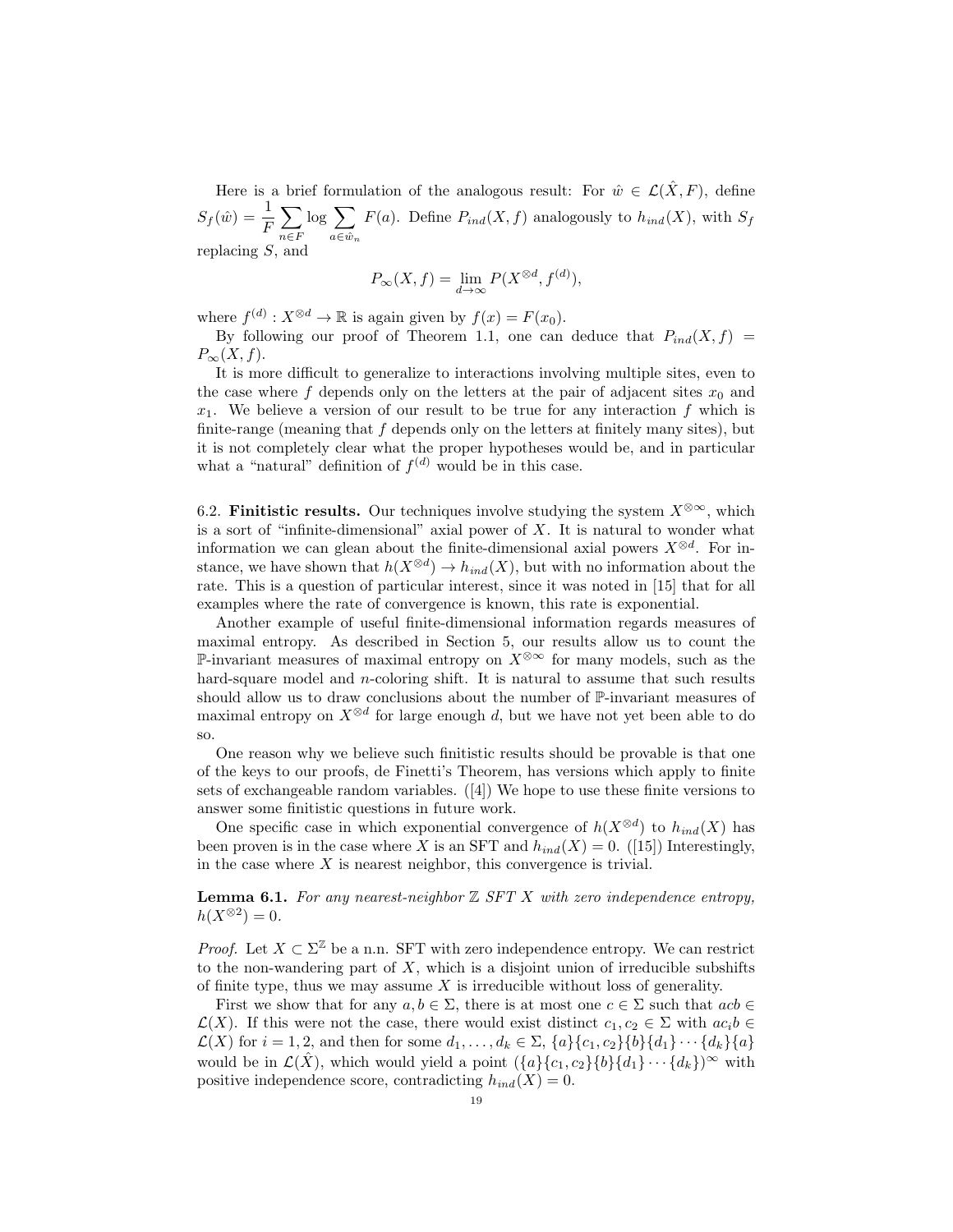Here is a brief formulation of the analogous result: For $\hat{w} \in \mathcal{L}(\hat{X}, F)$, define $S_f(\hat{w}) = \dfrac{1}{F} \sum_{n \in F} \log \sum_{a \in \hat{w}_n} F(a)$. Define $P_{ind}(X, f)$ analogously to $h_{ind}(X)$, with $S_f$ replacing $S$, and

$$P_\infty(X, f) = \lim_{d \to \infty} P(X^{\otimes d}, f^{(d)}),$$

where $f^{(d)} : X^{\otimes d} \to \mathbb{R}$ is again given by $f(x) = F(x_0)$.

By following our proof of Theorem 1.1, one can deduce that $P_{ind}(X, f) = P_\infty(X, f)$.

It is more difficult to generalize to interactions involving multiple sites, even to the case where $f$ depends only on the letters at the pair of adjacent sites $x_0$ and $x_1$. We believe a version of our result to be true for any interaction $f$ which is finite-range (meaning that $f$ depends only on the letters at finitely many sites), but it is not completely clear what the proper hypotheses would be, and in particular what a "natural" definition of $f^{(d)}$ would be in this case.

## 6.2. Finitistic results.

Our techniques involve studying the system $X^{\otimes\infty}$, which is a sort of "infinite-dimensional" axial power of $X$. It is natural to wonder what information we can glean about the finite-dimensional axial powers $X^{\otimes d}$. For instance, we have shown that $h(X^{\otimes d}) \to h_{ind}(X)$, but with no information about the rate. This is a question of particular interest, since it was noted in [15] that for all examples where the rate of convergence is known, this rate is exponential.

Another example of useful finite-dimensional information regards measures of maximal entropy. As described in Section 5, our results allow us to count the $\mathbb{P}$-invariant measures of maximal entropy on $X^{\otimes\infty}$ for many models, such as the hard-square model and $n$-coloring shift. It is natural to assume that such results should allow us to draw conclusions about the number of $\mathbb{P}$-invariant measures of maximal entropy on $X^{\otimes d}$ for large enough $d$, but we have not yet been able to do so.

One reason why we believe such finitistic results should be provable is that one of the keys to our proofs, de Finetti's Theorem, has versions which apply to finite sets of exchangeable random variables. ([4]) We hope to use these finite versions to answer some finitistic questions in future work.

One specific case in which exponential convergence of $h(X^{\otimes d})$ to $h_{ind}(X)$ has been proven is in the case where $X$ is an SFT and $h_{ind}(X) = 0$. ([15]) Interestingly, in the case where $X$ is nearest neighbor, this convergence is trivial.

**Lemma 6.1.** *For any nearest-neighbor $\mathbb{Z}$ SFT $X$ with zero independence entropy, $h(X^{\otimes 2}) = 0$.*

*Proof.* Let $X \subset \Sigma^{\mathbb{Z}}$ be a n.n. SFT with zero independence entropy. We can restrict to the non-wandering part of $X$, which is a disjoint union of irreducible subshifts of finite type, thus we may assume $X$ is irreducible without loss of generality.

First we show that for any $a, b \in \Sigma$, there is at most one $c \in \Sigma$ such that $acb \in \mathcal{L}(X)$. If this were not the case, there would exist distinct $c_1, c_2 \in \Sigma$ with $ac_ib \in \mathcal{L}(X)$ for $i = 1, 2$, and then for some $d_1, \ldots, d_k \in \Sigma$, $\{a\}\{c_1, c_2\}\{b\}\{d_1\} \cdots \{d_k\}\{a\}$ would be in $\mathcal{L}(\hat{X})$, which would yield a point $(\{a\}\{c_1, c_2\}\{b\}\{d_1\} \cdots \{d_k\})^\infty$ with positive independence score, contradicting $h_{ind}(X) = 0$.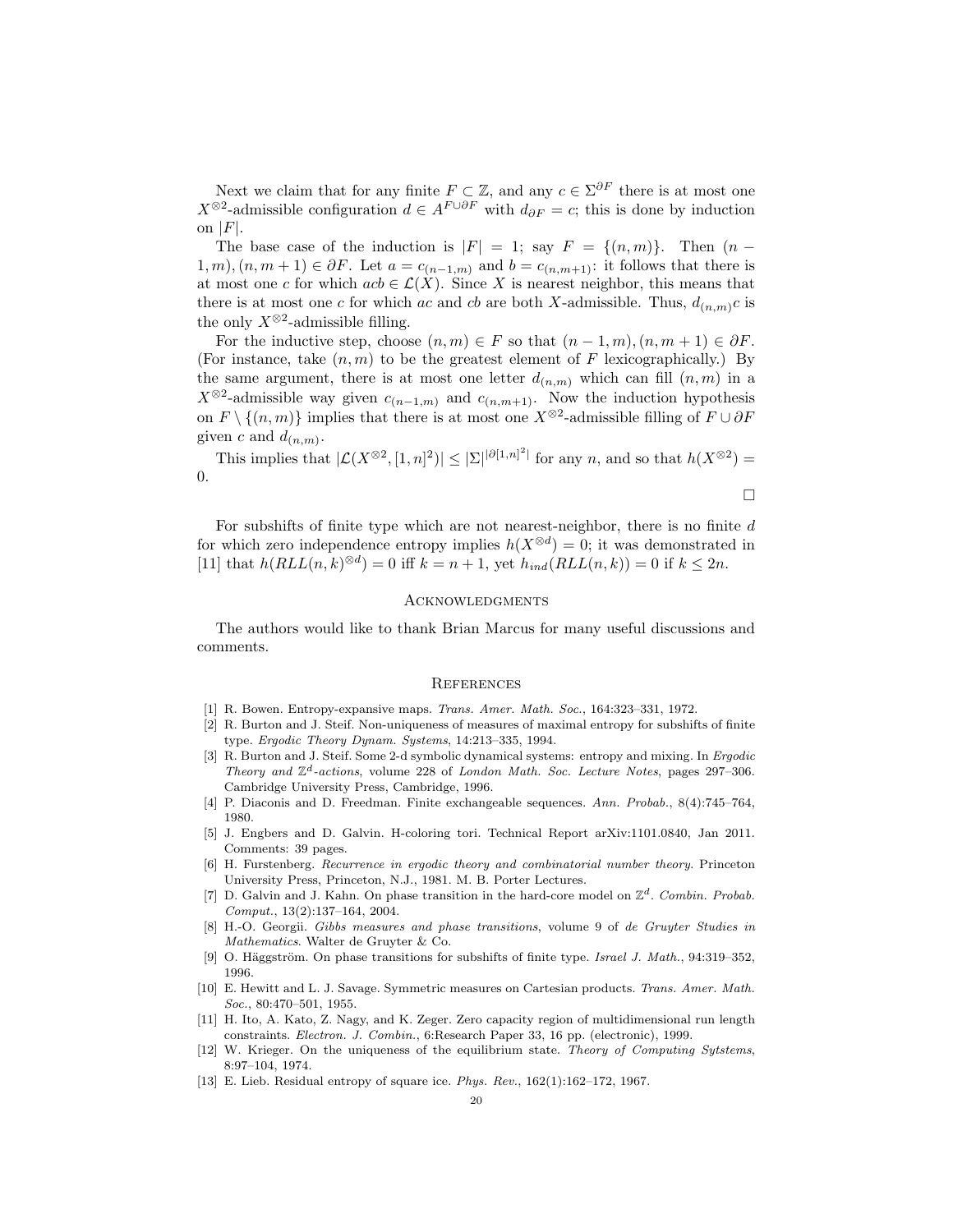Next we claim that for any finite $F \subset \mathbb{Z}$, and any $c \in \Sigma^{\partial F}$ there is at most one $X^{\otimes 2}$-admissible configuration $d \in A^{F \cup \partial F}$ with $d_{\partial F} = c$; this is done by induction on $|F|$.

The base case of the induction is $|F| = 1$; say $F = \{(n, m)\}$. Then $(n - 1, m), (n, m+1) \in \partial F$. Let $a = c_{(n-1,m)}$ and $b = c_{(n,m+1)}$: it follows that there is at most one $c$ for which $acb \in \mathcal{L}(X)$. Since $X$ is nearest neighbor, this means that there is at most one $c$ for which $ac$ and $cb$ are both $X$-admissible. Thus, $d_{(n,m)}c$ is the only $X^{\otimes 2}$-admissible filling.

For the inductive step, choose $(n, m) \in F$ so that $(n-1, m), (n, m+1) \in \partial F$. (For instance, take $(n, m)$ to be the greatest element of $F$ lexicographically.) By the same argument, there is at most one letter $d_{(n,m)}$ which can fill $(n, m)$ in a $X^{\otimes 2}$-admissible way given $c_{(n-1,m)}$ and $c_{(n,m+1)}$. Now the induction hypothesis on $F \setminus \{(n, m)\}$ implies that there is at most one $X^{\otimes 2}$-admissible filling of $F \cup \partial F$ given $c$ and $d_{(n,m)}$.

This implies that $|\mathcal{L}(X^{\otimes 2}, [1, n]^2)| \leq |\Sigma|^{|\partial [1,n]^2|}$ for any $n$, and so that $h(X^{\otimes 2}) = 0$.

□

For subshifts of finite type which are not nearest-neighbor, there is no finite $d$ for which zero independence entropy implies $h(X^{\otimes d}) = 0$; it was demonstrated in [11] that $h(RLL(n, k)^{\otimes d}) = 0$ iff $k = n + 1$, yet $h_{ind}(RLL(n, k)) = 0$ if $k \leq 2n$.

## Acknowledgments

The authors would like to thank Brian Marcus for many useful discussions and comments.

## References

[1] R. Bowen. Entropy-expansive maps. *Trans. Amer. Math. Soc.*, 164:323–331, 1972.

[2] R. Burton and J. Steif. Non-uniqueness of measures of maximal entropy for subshifts of finite type. *Ergodic Theory Dynam. Systems*, 14:213–335, 1994.

[3] R. Burton and J. Steif. Some 2-d symbolic dynamical systems: entropy and mixing. In *Ergodic Theory and $\mathbb{Z}^d$-actions*, volume 228 of *London Math. Soc. Lecture Notes*, pages 297–306. Cambridge University Press, Cambridge, 1996.

[4] P. Diaconis and D. Freedman. Finite exchangeable sequences. *Ann. Probab.*, 8(4):745–764, 1980.

[5] J. Engbers and D. Galvin. H-coloring tori. Technical Report arXiv:1101.0840, Jan 2011. Comments: 39 pages.

[6] H. Furstenberg. *Recurrence in ergodic theory and combinatorial number theory*. Princeton University Press, Princeton, N.J., 1981. M. B. Porter Lectures.

[7] D. Galvin and J. Kahn. On phase transition in the hard-core model on $\mathbb{Z}^d$. *Combin. Probab. Comput.*, 13(2):137–164, 2004.

[8] H.-O. Georgii. *Gibbs measures and phase transitions*, volume 9 of *de Gruyter Studies in Mathematics*. Walter de Gruyter & Co.

[9] O. Häggström. On phase transitions for subshifts of finite type. *Israel J. Math.*, 94:319–352, 1996.

[10] E. Hewitt and L. J. Savage. Symmetric measures on Cartesian products. *Trans. Amer. Math. Soc.*, 80:470–501, 1955.

[11] H. Ito, A. Kato, Z. Nagy, and K. Zeger. Zero capacity region of multidimensional run length constraints. *Electron. J. Combin.*, 6:Research Paper 33, 16 pp. (electronic), 1999.

[12] W. Krieger. On the uniqueness of the equilibrium state. *Theory of Computing Sytstems*, 8:97–104, 1974.

[13] E. Lieb. Residual entropy of square ice. *Phys. Rev.*, 162(1):162–172, 1967.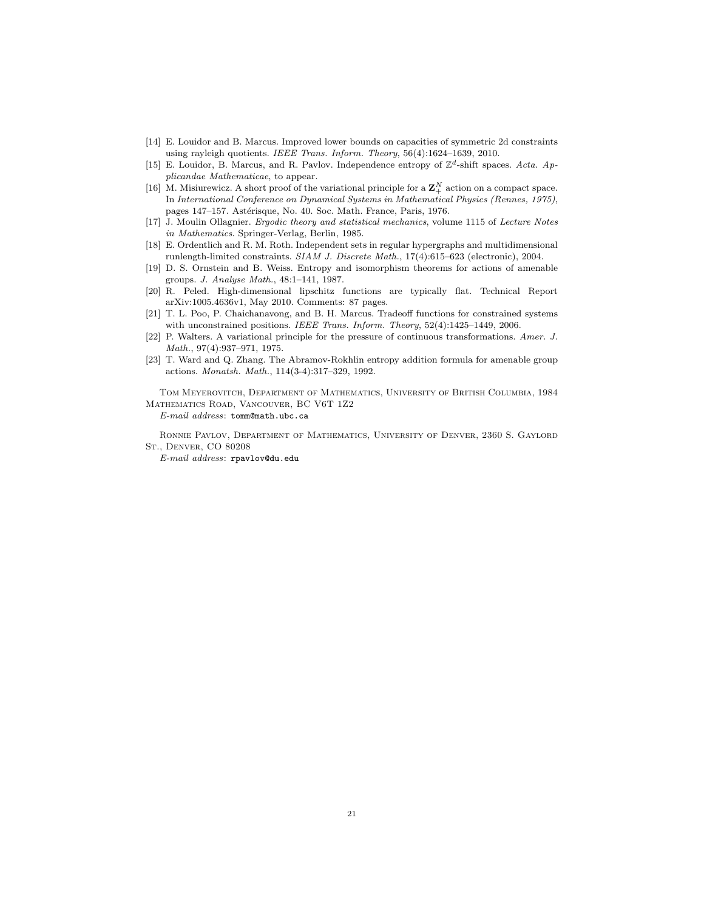[14] E. Louidor and B. Marcus. Improved lower bounds on capacities of symmetric 2d constraints using rayleigh quotients. *IEEE Trans. Inform. Theory*, 56(4):1624–1639, 2010.

[15] E. Louidor, B. Marcus, and R. Pavlov. Independence entropy of $\mathbb{Z}^d$-shift spaces. *Acta. Applicandae Mathematicae*, to appear.

[16] M. Misiurewicz. A short proof of the variational principle for a $\mathbf{Z}_+^N$ action on a compact space. In *International Conference on Dynamical Systems in Mathematical Physics (Rennes, 1975)*, pages 147–157. Astérisque, No. 40. Soc. Math. France, Paris, 1976.

[17] J. Moulin Ollagnier. *Ergodic theory and statistical mechanics*, volume 1115 of *Lecture Notes in Mathematics*. Springer-Verlag, Berlin, 1985.

[18] E. Ordentlich and R. M. Roth. Independent sets in regular hypergraphs and multidimensional runlength-limited constraints. *SIAM J. Discrete Math.*, 17(4):615–623 (electronic), 2004.

[19] D. S. Ornstein and B. Weiss. Entropy and isomorphism theorems for actions of amenable groups. *J. Analyse Math.*, 48:1–141, 1987.

[20] R. Peled. High-dimensional lipschitz functions are typically flat. Technical Report arXiv:1005.4636v1, May 2010. Comments: 87 pages.

[21] T. L. Poo, P. Chaichanavong, and B. H. Marcus. Tradeoff functions for constrained systems with unconstrained positions. *IEEE Trans. Inform. Theory*, 52(4):1425–1449, 2006.

[22] P. Walters. A variational principle for the pressure of continuous transformations. *Amer. J. Math.*, 97(4):937–971, 1975.

[23] T. Ward and Q. Zhang. The Abramov-Rokhlin entropy addition formula for amenable group actions. *Monatsh. Math.*, 114(3-4):317–329, 1992.

Tom Meyerovitch, Department of Mathematics, University of British Columbia, 1984 Mathematics Road, Vancouver, BC V6T 1Z2

*E-mail address*: tomm@math.ubc.ca

Ronnie Pavlov, Department of Mathematics, University of Denver, 2360 S. Gaylord St., Denver, CO 80208

*E-mail address*: rpavlov@du.edu